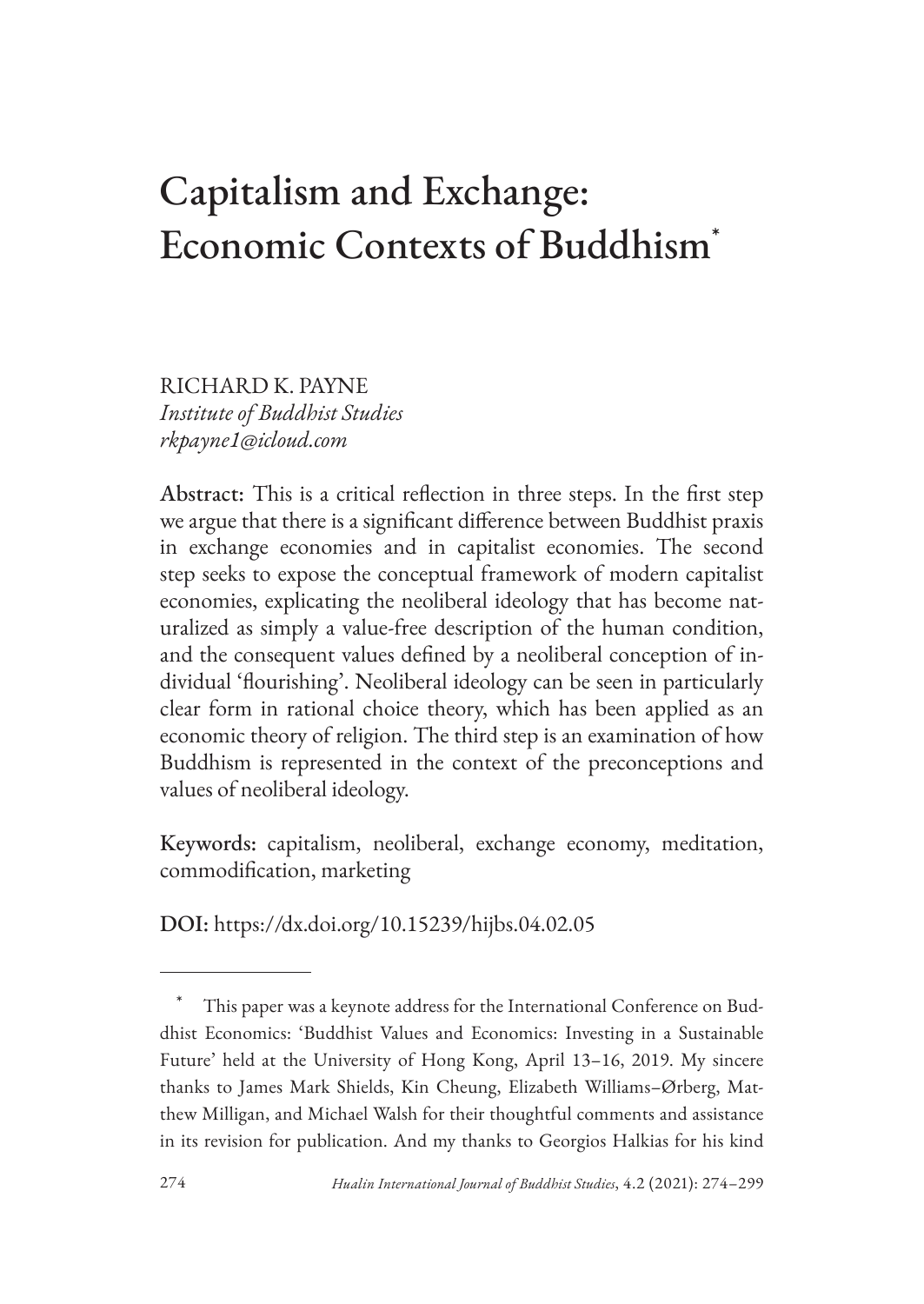# Capitalism and Exchange: Economic Contexts of Buddhism*

RICHARD K. PAYNE
*Institute of Buddhist Studies*
*rkpayne1@icloud.com*

**Abstract:** This is a critical reflection in three steps. In the first step we argue that there is a significant difference between Buddhist praxis in exchange economies and in capitalist economies. The second step seeks to expose the conceptual framework of modern capitalist economies, explicating the neoliberal ideology that has become naturalized as simply a value-free description of the human condition, and the consequent values defined by a neoliberal conception of individual 'flourishing'. Neoliberal ideology can be seen in particularly clear form in rational choice theory, which has been applied as an economic theory of religion. The third step is an examination of how Buddhism is represented in the context of the preconceptions and values of neoliberal ideology.

**Keywords:** capitalism, neoliberal, exchange economy, meditation, commodification, marketing

**DOI:** https://dx.doi.org/10.15239/hijbs.04.02.05

---

\* This paper was a keynote address for the International Conference on Buddhist Economics: 'Buddhist Values and Economics: Investing in a Sustainable Future' held at the University of Hong Kong, April 13–16, 2019. My sincere thanks to James Mark Shields, Kin Cheung, Elizabeth Williams–Ørberg, Matthew Milligan, and Michael Walsh for their thoughtful comments and assistance in its revision for publication. And my thanks to Georgios Halkias for his kind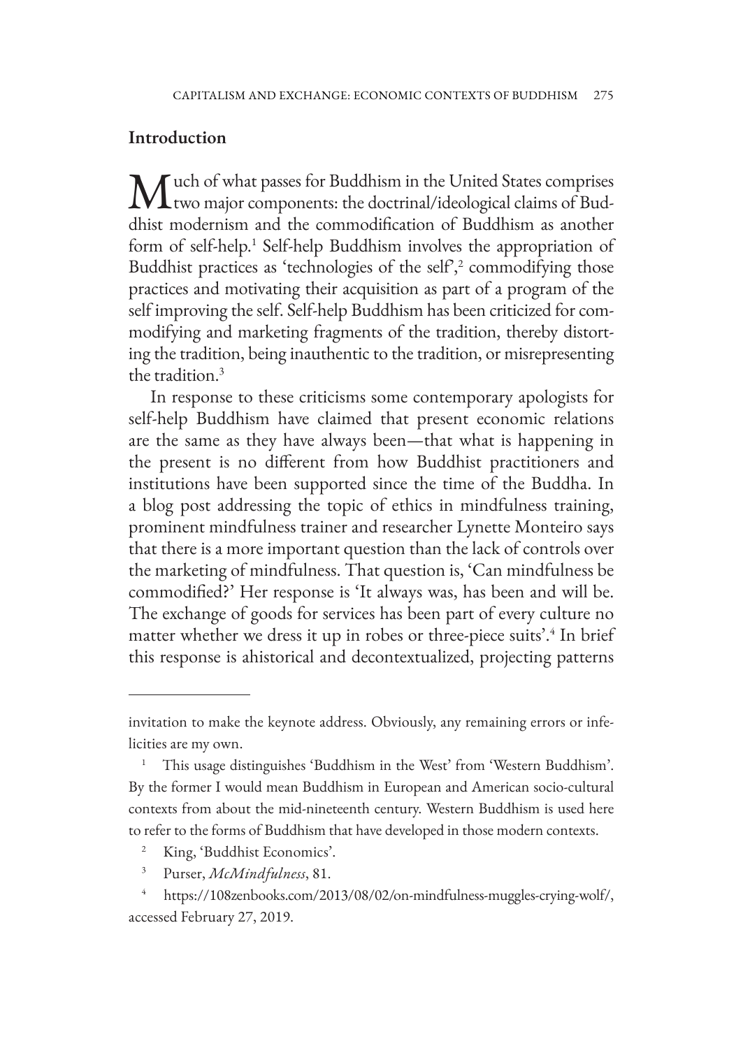## Introduction

Much of what passes for Buddhism in the United States comprises two major components: the doctrinal/ideological claims of Buddhist modernism and the commodification of Buddhism as another form of self-help.[1] Self-help Buddhism involves the appropriation of Buddhist practices as 'technologies of the self',[2] commodifying those practices and motivating their acquisition as part of a program of the self improving the self. Self-help Buddhism has been criticized for commodifying and marketing fragments of the tradition, thereby distorting the tradition, being inauthentic to the tradition, or misrepresenting the tradition.[3]

In response to these criticisms some contemporary apologists for self-help Buddhism have claimed that present economic relations are the same as they have always been—that what is happening in the present is no different from how Buddhist practitioners and institutions have been supported since the time of the Buddha. In a blog post addressing the topic of ethics in mindfulness training, prominent mindfulness trainer and researcher Lynette Monteiro says that there is a more important question than the lack of controls over the marketing of mindfulness. That question is, 'Can mindfulness be commodified?' Her response is 'It always was, has been and will be. The exchange of goods for services has been part of every culture no matter whether we dress it up in robes or three-piece suits'.[4] In brief this response is ahistorical and decontextualized, projecting patterns

---

invitation to make the keynote address. Obviously, any remaining errors or infelicities are my own.

[1] This usage distinguishes 'Buddhism in the West' from 'Western Buddhism'. By the former I would mean Buddhism in European and American socio-cultural contexts from about the mid-nineteenth century. Western Buddhism is used here to refer to the forms of Buddhism that have developed in those modern contexts.

[2] King, 'Buddhist Economics'.

[3] Purser, *McMindfulness*, 81.

[4] https://108zenbooks.com/2013/08/02/on-mindfulness-muggles-crying-wolf/, accessed February 27, 2019.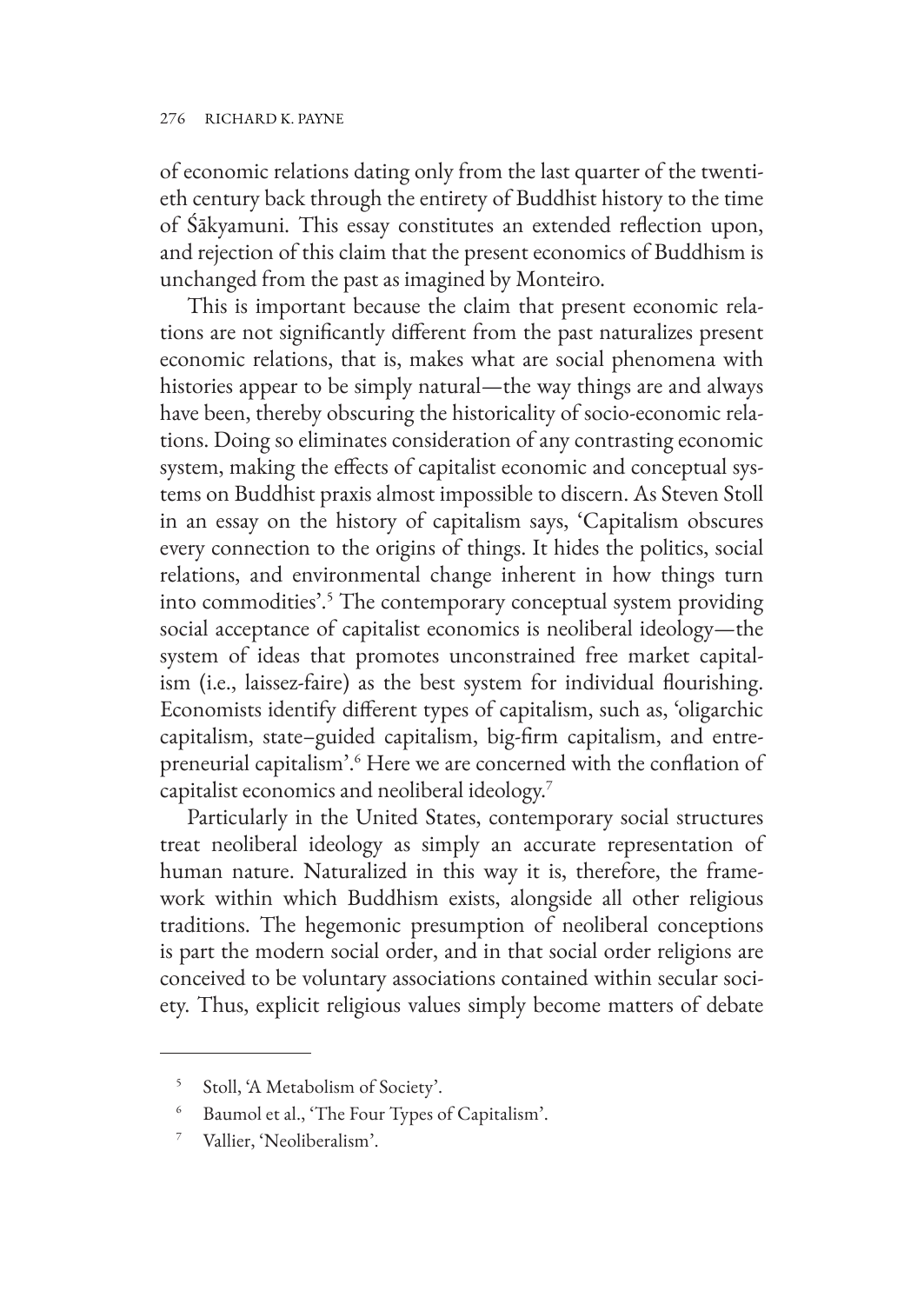of economic relations dating only from the last quarter of the twentieth century back through the entirety of Buddhist history to the time of Śākyamuni. This essay constitutes an extended reflection upon, and rejection of this claim that the present economics of Buddhism is unchanged from the past as imagined by Monteiro.

This is important because the claim that present economic relations are not significantly different from the past naturalizes present economic relations, that is, makes what are social phenomena with histories appear to be simply natural—the way things are and always have been, thereby obscuring the historicality of socio-economic relations. Doing so eliminates consideration of any contrasting economic system, making the effects of capitalist economic and conceptual systems on Buddhist praxis almost impossible to discern. As Steven Stoll in an essay on the history of capitalism says, 'Capitalism obscures every connection to the origins of things. It hides the politics, social relations, and environmental change inherent in how things turn into commodities'.[5] The contemporary conceptual system providing social acceptance of capitalist economics is neoliberal ideology—the system of ideas that promotes unconstrained free market capitalism (i.e., laissez-faire) as the best system for individual flourishing. Economists identify different types of capitalism, such as, 'oligarchic capitalism, state–guided capitalism, big-firm capitalism, and entrepreneurial capitalism'.[6] Here we are concerned with the conflation of capitalist economics and neoliberal ideology.[7]

Particularly in the United States, contemporary social structures treat neoliberal ideology as simply an accurate representation of human nature. Naturalized in this way it is, therefore, the framework within which Buddhism exists, alongside all other religious traditions. The hegemonic presumption of neoliberal conceptions is part the modern social order, and in that social order religions are conceived to be voluntary associations contained within secular society. Thus, explicit religious values simply become matters of debate

---

[5] Stoll, 'A Metabolism of Society'.

[6] Baumol et al., 'The Four Types of Capitalism'.

[7] Vallier, 'Neoliberalism'.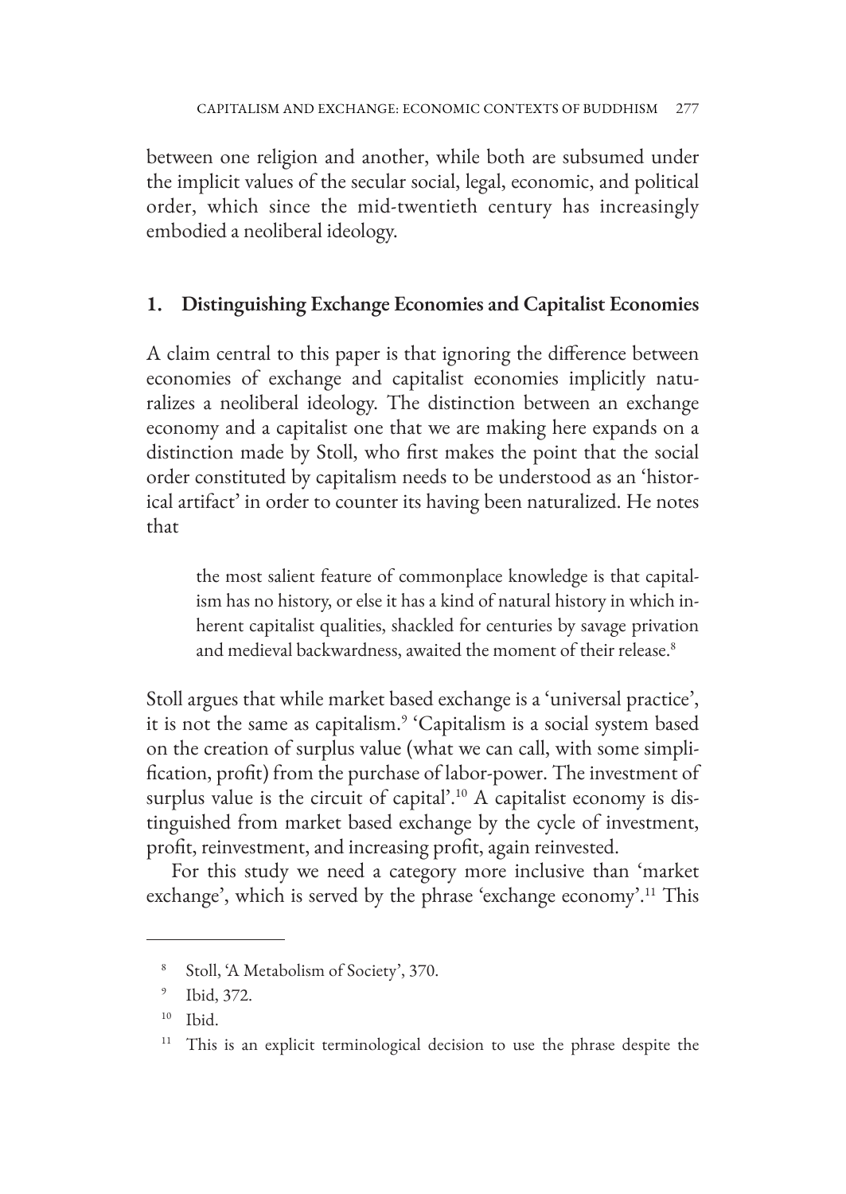between one religion and another, while both are subsumed under the implicit values of the secular social, legal, economic, and political order, which since the mid-twentieth century has increasingly embodied a neoliberal ideology.

## 1. Distinguishing Exchange Economies and Capitalist Economies

A claim central to this paper is that ignoring the difference between economies of exchange and capitalist economies implicitly naturalizes a neoliberal ideology. The distinction between an exchange economy and a capitalist one that we are making here expands on a distinction made by Stoll, who first makes the point that the social order constituted by capitalism needs to be understood as an 'historical artifact' in order to counter its having been naturalized. He notes that

> the most salient feature of commonplace knowledge is that capitalism has no history, or else it has a kind of natural history in which inherent capitalist qualities, shackled for centuries by savage privation and medieval backwardness, awaited the moment of their release.[8]

Stoll argues that while market based exchange is a 'universal practice', it is not the same as capitalism.[9] 'Capitalism is a social system based on the creation of surplus value (what we can call, with some simplification, profit) from the purchase of labor-power. The investment of surplus value is the circuit of capital'.[10] A capitalist economy is distinguished from market based exchange by the cycle of investment, profit, reinvestment, and increasing profit, again reinvested.

For this study we need a category more inclusive than 'market exchange', which is served by the phrase 'exchange economy'.[11] This

---

[8] Stoll, 'A Metabolism of Society', 370.

[9] Ibid, 372.

[10] Ibid.

[11] This is an explicit terminological decision to use the phrase despite the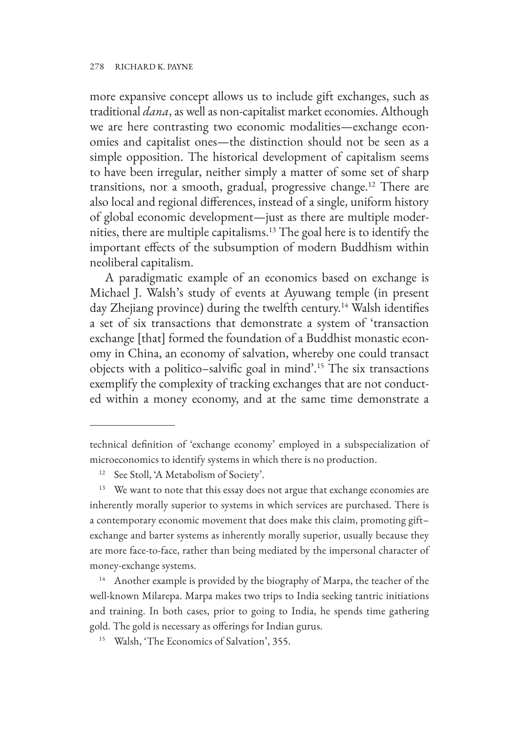more expansive concept allows us to include gift exchanges, such as traditional *dana*, as well as non-capitalist market economies. Although we are here contrasting two economic modalities—exchange economies and capitalist ones—the distinction should not be seen as a simple opposition. The historical development of capitalism seems to have been irregular, neither simply a matter of some set of sharp transitions, nor a smooth, gradual, progressive change.[12] There are also local and regional differences, instead of a single, uniform history of global economic development—just as there are multiple modernities, there are multiple capitalisms.[13] The goal here is to identify the important effects of the subsumption of modern Buddhism within neoliberal capitalism.

A paradigmatic example of an economics based on exchange is Michael J. Walsh's study of events at Ayuwang temple (in present day Zhejiang province) during the twelfth century.[14] Walsh identifies a set of six transactions that demonstrate a system of 'transaction exchange [that] formed the foundation of a Buddhist monastic economy in China, an economy of salvation, whereby one could transact objects with a politico–salvific goal in mind'.[15] The six transactions exemplify the complexity of tracking exchanges that are not conducted within a money economy, and at the same time demonstrate a

---

technical definition of 'exchange economy' employed in a subspecialization of microeconomics to identify systems in which there is no production.

[12] See Stoll, 'A Metabolism of Society'.

[13] We want to note that this essay does not argue that exchange economies are inherently morally superior to systems in which services are purchased. There is a contemporary economic movement that does make this claim, promoting gift–exchange and barter systems as inherently morally superior, usually because they are more face-to-face, rather than being mediated by the impersonal character of money-exchange systems.

[14] Another example is provided by the biography of Marpa, the teacher of the well-known Milarepa. Marpa makes two trips to India seeking tantric initiations and training. In both cases, prior to going to India, he spends time gathering gold. The gold is necessary as offerings for Indian gurus.

[15] Walsh, 'The Economics of Salvation', 355.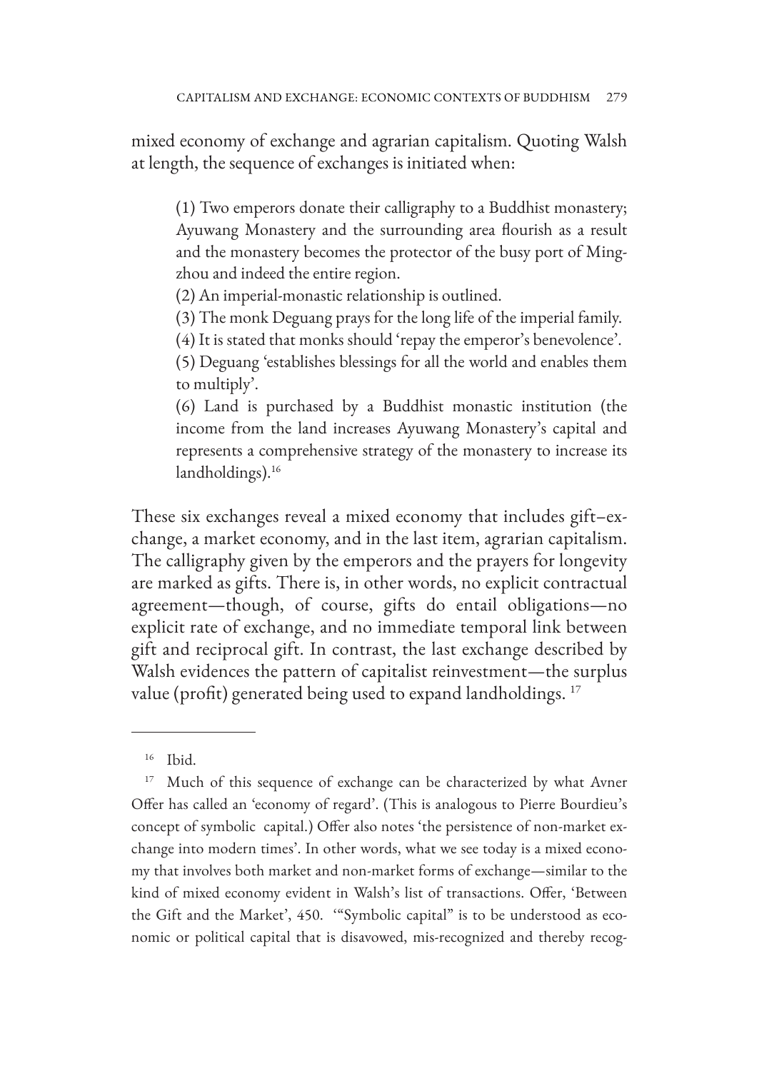mixed economy of exchange and agrarian capitalism. Quoting Walsh at length, the sequence of exchanges is initiated when:

> (1) Two emperors donate their calligraphy to a Buddhist monastery; Ayuwang Monastery and the surrounding area flourish as a result and the monastery becomes the protector of the busy port of Mingzhou and indeed the entire region.
>
> (2) An imperial-monastic relationship is outlined.
>
> (3) The monk Deguang prays for the long life of the imperial family.
>
> (4) It is stated that monks should 'repay the emperor's benevolence'.
>
> (5) Deguang 'establishes blessings for all the world and enables them to multiply'.
>
> (6) Land is purchased by a Buddhist monastic institution (the income from the land increases Ayuwang Monastery's capital and represents a comprehensive strategy of the monastery to increase its landholdings).[16]

These six exchanges reveal a mixed economy that includes gift–exchange, a market economy, and in the last item, agrarian capitalism. The calligraphy given by the emperors and the prayers for longevity are marked as gifts. There is, in other words, no explicit contractual agreement—though, of course, gifts do entail obligations—no explicit rate of exchange, and no immediate temporal link between gift and reciprocal gift. In contrast, the last exchange described by Walsh evidences the pattern of capitalist reinvestment—the surplus value (profit) generated being used to expand landholdings. [17]

---

[16] Ibid.

[17] Much of this sequence of exchange can be characterized by what Avner Offer has called an 'economy of regard'. (This is analogous to Pierre Bourdieu's concept of symbolic capital.) Offer also notes 'the persistence of non-market exchange into modern times'. In other words, what we see today is a mixed economy that involves both market and non-market forms of exchange—similar to the kind of mixed economy evident in Walsh's list of transactions. Offer, 'Between the Gift and the Market', 450. '"Symbolic capital" is to be understood as economic or political capital that is disavowed, mis-recognized and thereby recog-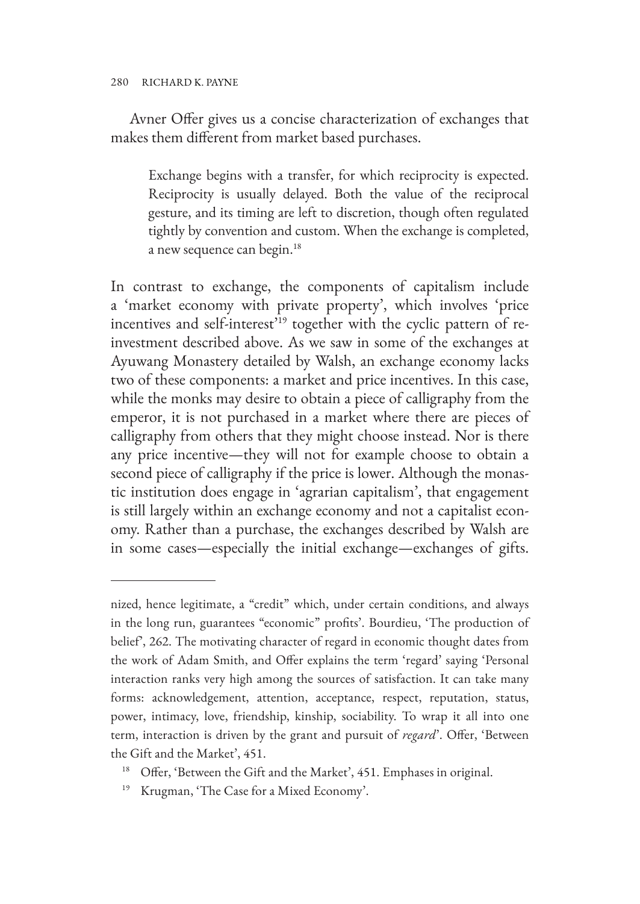Avner Offer gives us a concise characterization of exchanges that makes them different from market based purchases.

> Exchange begins with a transfer, for which reciprocity is expected. Reciprocity is usually delayed. Both the value of the reciprocal gesture, and its timing are left to discretion, though often regulated tightly by convention and custom. When the exchange is completed, a new sequence can begin.[18]

In contrast to exchange, the components of capitalism include a 'market economy with private property', which involves 'price incentives and self-interest'[19] together with the cyclic pattern of reinvestment described above. As we saw in some of the exchanges at Ayuwang Monastery detailed by Walsh, an exchange economy lacks two of these components: a market and price incentives. In this case, while the monks may desire to obtain a piece of calligraphy from the emperor, it is not purchased in a market where there are pieces of calligraphy from others that they might choose instead. Nor is there any price incentive—they will not for example choose to obtain a second piece of calligraphy if the price is lower. Although the monastic institution does engage in 'agrarian capitalism', that engagement is still largely within an exchange economy and not a capitalist economy. Rather than a purchase, the exchanges described by Walsh are in some cases—especially the initial exchange—exchanges of gifts.

---

nized, hence legitimate, a "credit" which, under certain conditions, and always in the long run, guarantees "economic" profits'. Bourdieu, 'The production of belief', 262. The motivating character of regard in economic thought dates from the work of Adam Smith, and Offer explains the term 'regard' saying 'Personal interaction ranks very high among the sources of satisfaction. It can take many forms: acknowledgement, attention, acceptance, respect, reputation, status, power, intimacy, love, friendship, kinship, sociability. To wrap it all into one term, interaction is driven by the grant and pursuit of *regard*'. Offer, 'Between the Gift and the Market', 451.

[18] Offer, 'Between the Gift and the Market', 451. Emphases in original.

[19] Krugman, 'The Case for a Mixed Economy'.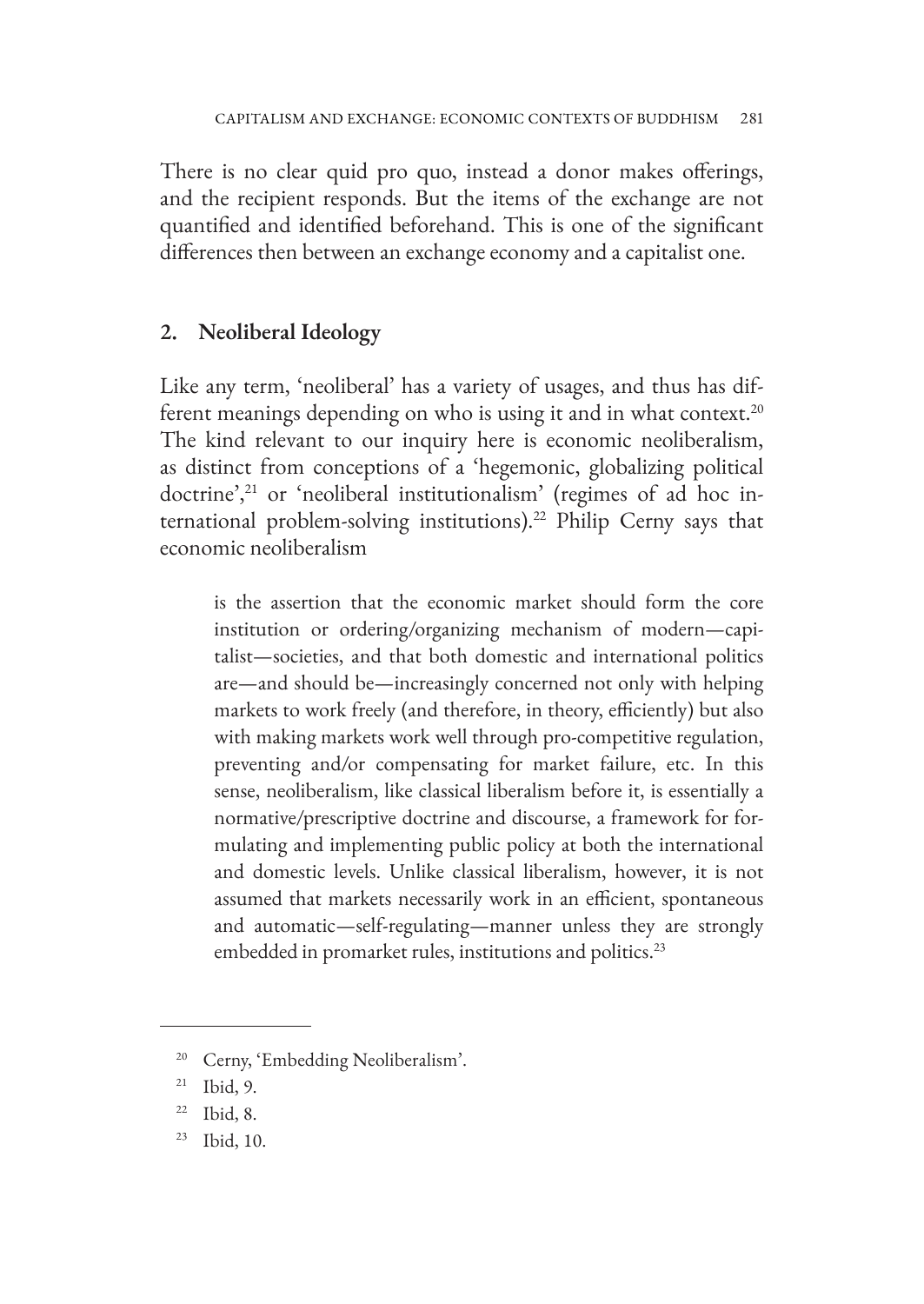There is no clear quid pro quo, instead a donor makes offerings, and the recipient responds. But the items of the exchange are not quantified and identified beforehand. This is one of the significant differences then between an exchange economy and a capitalist one.

## 2. Neoliberal Ideology

Like any term, 'neoliberal' has a variety of usages, and thus has different meanings depending on who is using it and in what context.[20] The kind relevant to our inquiry here is economic neoliberalism, as distinct from conceptions of a 'hegemonic, globalizing political doctrine',[21] or 'neoliberal institutionalism' (regimes of ad hoc international problem-solving institutions).[22] Philip Cerny says that economic neoliberalism

> is the assertion that the economic market should form the core institution or ordering/organizing mechanism of modern—capitalist—societies, and that both domestic and international politics are—and should be—increasingly concerned not only with helping markets to work freely (and therefore, in theory, efficiently) but also with making markets work well through pro-competitive regulation, preventing and/or compensating for market failure, etc. In this sense, neoliberalism, like classical liberalism before it, is essentially a normative/prescriptive doctrine and discourse, a framework for formulating and implementing public policy at both the international and domestic levels. Unlike classical liberalism, however, it is not assumed that markets necessarily work in an efficient, spontaneous and automatic—self-regulating—manner unless they are strongly embedded in promarket rules, institutions and politics.[23]

---

[20] Cerny, 'Embedding Neoliberalism'.

[21] Ibid, 9.

[22] Ibid, 8.

[23] Ibid, 10.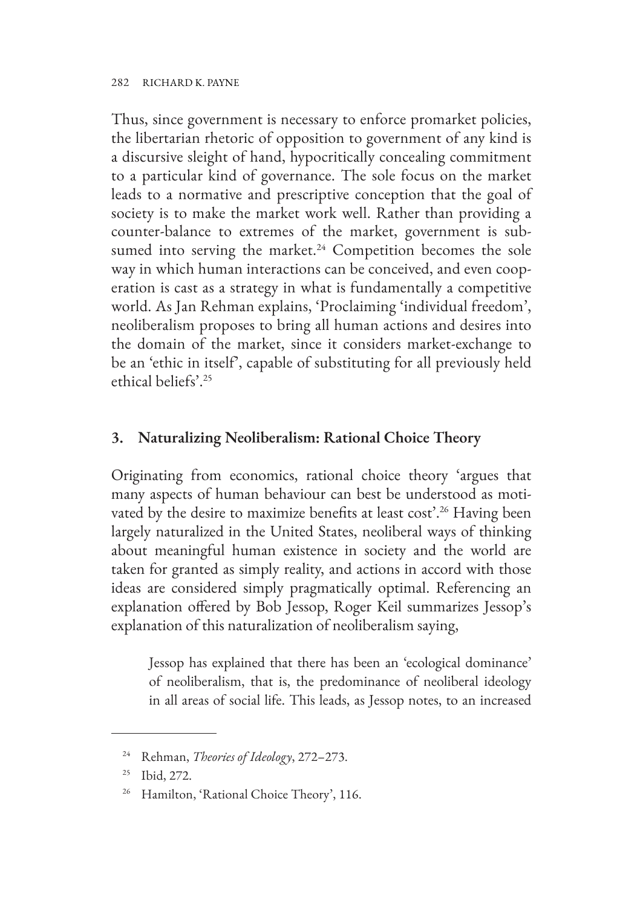Thus, since government is necessary to enforce promarket policies, the libertarian rhetoric of opposition to government of any kind is a discursive sleight of hand, hypocritically concealing commitment to a particular kind of governance. The sole focus on the market leads to a normative and prescriptive conception that the goal of society is to make the market work well. Rather than providing a counter-balance to extremes of the market, government is subsumed into serving the market.[24] Competition becomes the sole way in which human interactions can be conceived, and even cooperation is cast as a strategy in what is fundamentally a competitive world. As Jan Rehman explains, 'Proclaiming 'individual freedom', neoliberalism proposes to bring all human actions and desires into the domain of the market, since it considers market-exchange to be an 'ethic in itself', capable of substituting for all previously held ethical beliefs'.[25]

## 3. Naturalizing Neoliberalism: Rational Choice Theory

Originating from economics, rational choice theory 'argues that many aspects of human behaviour can best be understood as motivated by the desire to maximize benefits at least cost'.[26] Having been largely naturalized in the United States, neoliberal ways of thinking about meaningful human existence in society and the world are taken for granted as simply reality, and actions in accord with those ideas are considered simply pragmatically optimal. Referencing an explanation offered by Bob Jessop, Roger Keil summarizes Jessop's explanation of this naturalization of neoliberalism saying,

> Jessop has explained that there has been an 'ecological dominance' of neoliberalism, that is, the predominance of neoliberal ideology in all areas of social life. This leads, as Jessop notes, to an increased

---

[24] Rehman, *Theories of Ideology*, 272–273.

[25] Ibid, 272.

[26] Hamilton, 'Rational Choice Theory', 116.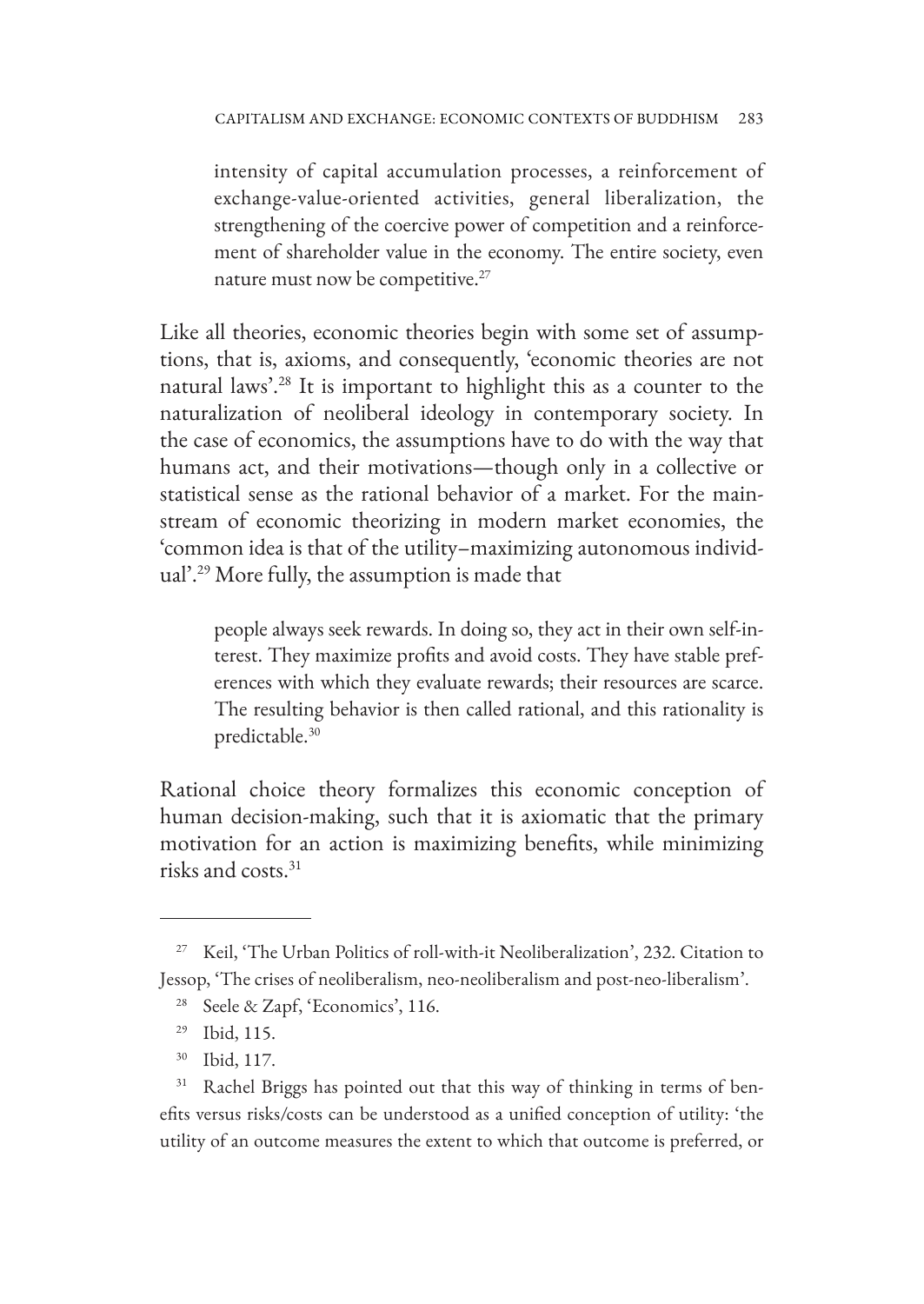> intensity of capital accumulation processes, a reinforcement of exchange-value-oriented activities, general liberalization, the strengthening of the coercive power of competition and a reinforcement of shareholder value in the economy. The entire society, even nature must now be competitive.[27]

Like all theories, economic theories begin with some set of assumptions, that is, axioms, and consequently, 'economic theories are not natural laws'.[28] It is important to highlight this as a counter to the naturalization of neoliberal ideology in contemporary society. In the case of economics, the assumptions have to do with the way that humans act, and their motivations—though only in a collective or statistical sense as the rational behavior of a market. For the mainstream of economic theorizing in modern market economies, the 'common idea is that of the utility–maximizing autonomous individual'.[29] More fully, the assumption is made that

> people always seek rewards. In doing so, they act in their own self-interest. They maximize profits and avoid costs. They have stable preferences with which they evaluate rewards; their resources are scarce. The resulting behavior is then called rational, and this rationality is predictable.[30]

Rational choice theory formalizes this economic conception of human decision-making, such that it is axiomatic that the primary motivation for an action is maximizing benefits, while minimizing risks and costs.[31]

---

[27] Keil, 'The Urban Politics of roll-with-it Neoliberalization', 232. Citation to Jessop, 'The crises of neoliberalism, neo-neoliberalism and post-neo-liberalism'.

[28] Seele & Zapf, 'Economics', 116.

[29] Ibid, 115.

[30] Ibid, 117.

[31] Rachel Briggs has pointed out that this way of thinking in terms of benefits versus risks/costs can be understood as a unified conception of utility: 'the utility of an outcome measures the extent to which that outcome is preferred, or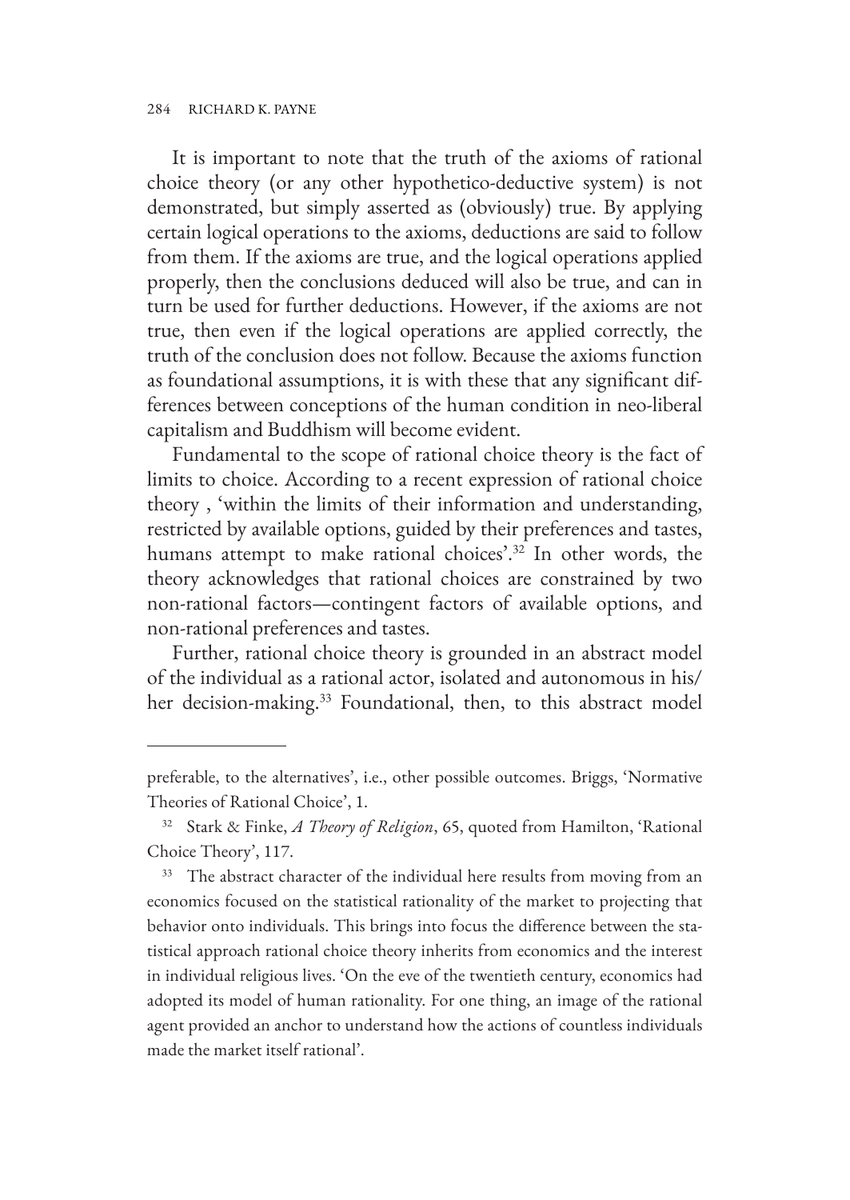It is important to note that the truth of the axioms of rational choice theory (or any other hypothetico-deductive system) is not demonstrated, but simply asserted as (obviously) true. By applying certain logical operations to the axioms, deductions are said to follow from them. If the axioms are true, and the logical operations applied properly, then the conclusions deduced will also be true, and can in turn be used for further deductions. However, if the axioms are not true, then even if the logical operations are applied correctly, the truth of the conclusion does not follow. Because the axioms function as foundational assumptions, it is with these that any significant differences between conceptions of the human condition in neo-liberal capitalism and Buddhism will become evident.

Fundamental to the scope of rational choice theory is the fact of limits to choice. According to a recent expression of rational choice theory , 'within the limits of their information and understanding, restricted by available options, guided by their preferences and tastes, humans attempt to make rational choices'.[32] In other words, the theory acknowledges that rational choices are constrained by two non-rational factors—contingent factors of available options, and non-rational preferences and tastes.

Further, rational choice theory is grounded in an abstract model of the individual as a rational actor, isolated and autonomous in his/her decision-making.[33] Foundational, then, to this abstract model

---

preferable, to the alternatives', i.e., other possible outcomes. Briggs, 'Normative Theories of Rational Choice', 1.

[32] Stark & Finke, *A Theory of Religion*, 65, quoted from Hamilton, 'Rational Choice Theory', 117.

[33] The abstract character of the individual here results from moving from an economics focused on the statistical rationality of the market to projecting that behavior onto individuals. This brings into focus the difference between the statistical approach rational choice theory inherits from economics and the interest in individual religious lives. 'On the eve of the twentieth century, economics had adopted its model of human rationality. For one thing, an image of the rational agent provided an anchor to understand how the actions of countless individuals made the market itself rational'.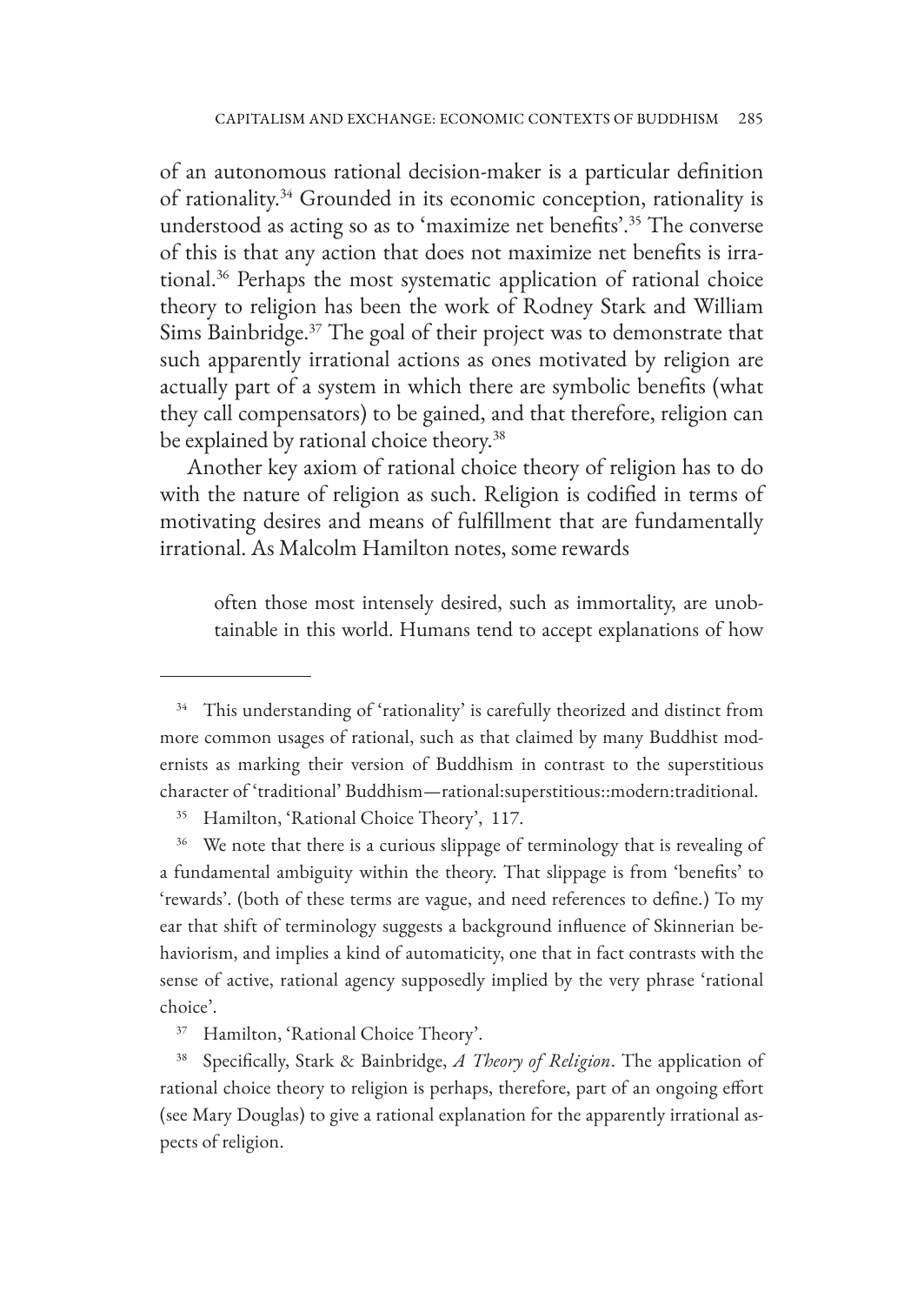of an autonomous rational decision-maker is a particular definition of rationality.[34] Grounded in its economic conception, rationality is understood as acting so as to 'maximize net benefits'.[35] The converse of this is that any action that does not maximize net benefits is irrational.[36] Perhaps the most systematic application of rational choice theory to religion has been the work of Rodney Stark and William Sims Bainbridge.[37] The goal of their project was to demonstrate that such apparently irrational actions as ones motivated by religion are actually part of a system in which there are symbolic benefits (what they call compensators) to be gained, and that therefore, religion can be explained by rational choice theory.[38]

Another key axiom of rational choice theory of religion has to do with the nature of religion as such. Religion is codified in terms of motivating desires and means of fulfillment that are fundamentally irrational. As Malcolm Hamilton notes, some rewards

> often those most intensely desired, such as immortality, are unobtainable in this world. Humans tend to accept explanations of how

---

[34] This understanding of 'rationality' is carefully theorized and distinct from more common usages of rational, such as that claimed by many Buddhist modernists as marking their version of Buddhism in contrast to the superstitious character of 'traditional' Buddhism—rational:superstitious::modern:traditional.

[35] Hamilton, 'Rational Choice Theory', 117.

[36] We note that there is a curious slippage of terminology that is revealing of a fundamental ambiguity within the theory. That slippage is from 'benefits' to 'rewards'. (both of these terms are vague, and need references to define.) To my ear that shift of terminology suggests a background influence of Skinnerian behaviorism, and implies a kind of automaticity, one that in fact contrasts with the sense of active, rational agency supposedly implied by the very phrase 'rational choice'.

[37] Hamilton, 'Rational Choice Theory'.

[38] Specifically, Stark & Bainbridge, *A Theory of Religion*. The application of rational choice theory to religion is perhaps, therefore, part of an ongoing effort (see Mary Douglas) to give a rational explanation for the apparently irrational aspects of religion.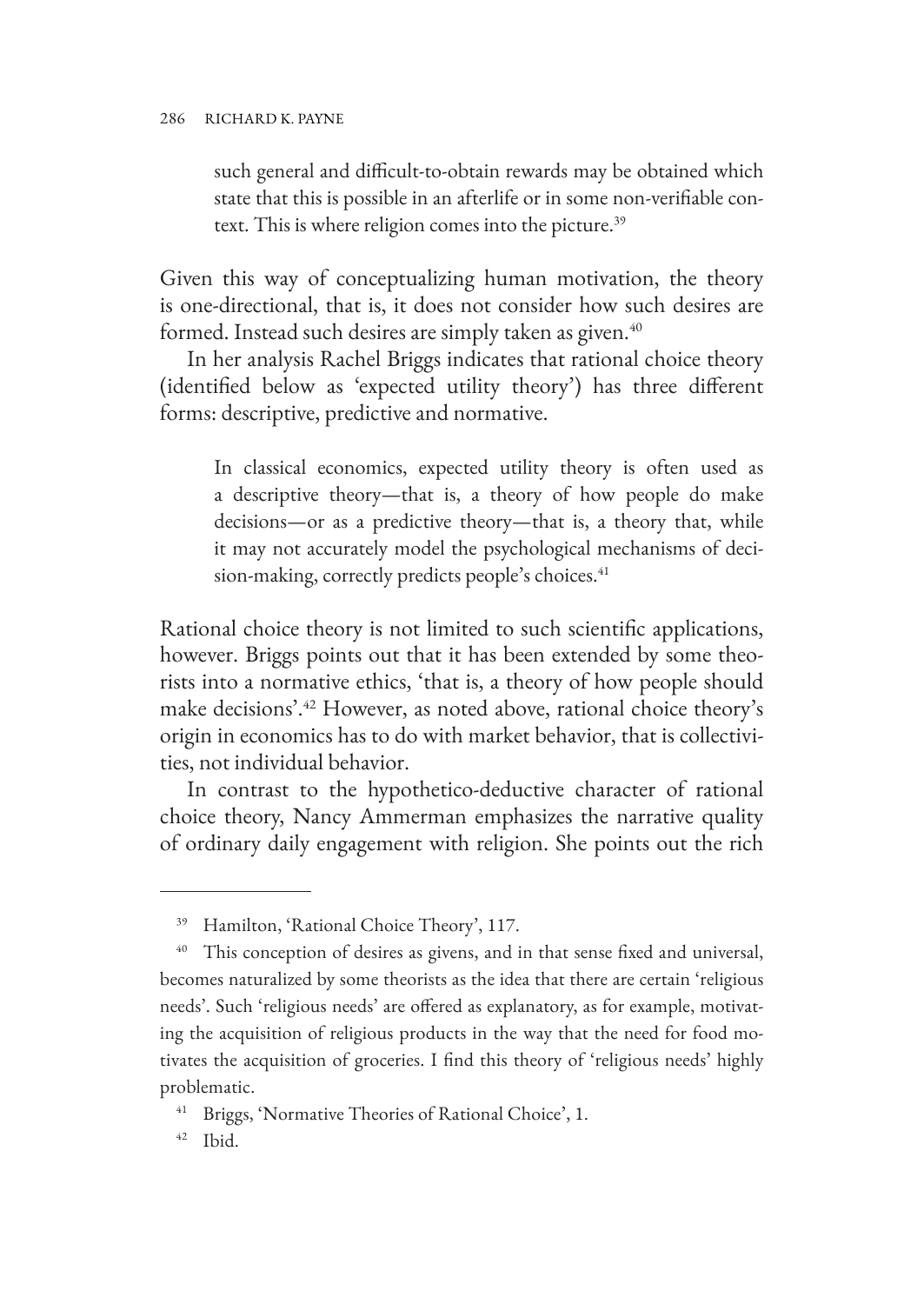> such general and difficult-to-obtain rewards may be obtained which state that this is possible in an afterlife or in some non-verifiable context. This is where religion comes into the picture.[39]

Given this way of conceptualizing human motivation, the theory is one-directional, that is, it does not consider how such desires are formed. Instead such desires are simply taken as given.[40]

In her analysis Rachel Briggs indicates that rational choice theory (identified below as 'expected utility theory') has three different forms: descriptive, predictive and normative.

> In classical economics, expected utility theory is often used as a descriptive theory—that is, a theory of how people do make decisions—or as a predictive theory—that is, a theory that, while it may not accurately model the psychological mechanisms of decision-making, correctly predicts people's choices.[41]

Rational choice theory is not limited to such scientific applications, however. Briggs points out that it has been extended by some theorists into a normative ethics, 'that is, a theory of how people should make decisions'.[42] However, as noted above, rational choice theory's origin in economics has to do with market behavior, that is collectivities, not individual behavior.

In contrast to the hypothetico-deductive character of rational choice theory, Nancy Ammerman emphasizes the narrative quality of ordinary daily engagement with religion. She points out the rich

---

[39] Hamilton, 'Rational Choice Theory', 117.

[40] This conception of desires as givens, and in that sense fixed and universal, becomes naturalized by some theorists as the idea that there are certain 'religious needs'. Such 'religious needs' are offered as explanatory, as for example, motivating the acquisition of religious products in the way that the need for food motivates the acquisition of groceries. I find this theory of 'religious needs' highly problematic.

[41] Briggs, 'Normative Theories of Rational Choice', 1.

[42] Ibid.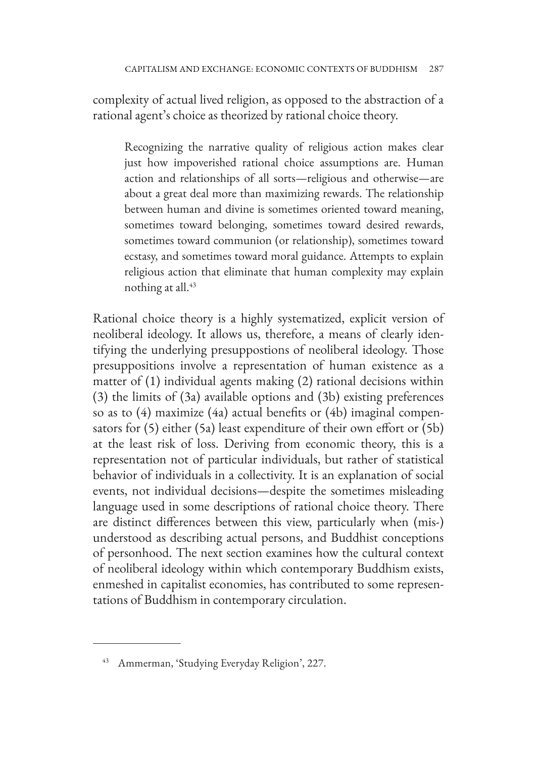complexity of actual lived religion, as opposed to the abstraction of a rational agent's choice as theorized by rational choice theory.

> Recognizing the narrative quality of religious action makes clear just how impoverished rational choice assumptions are. Human action and relationships of all sorts—religious and otherwise—are about a great deal more than maximizing rewards. The relationship between human and divine is sometimes oriented toward meaning, sometimes toward belonging, sometimes toward desired rewards, sometimes toward communion (or relationship), sometimes toward ecstasy, and sometimes toward moral guidance. Attempts to explain religious action that eliminate that human complexity may explain nothing at all.[43]

Rational choice theory is a highly systematized, explicit version of neoliberal ideology. It allows us, therefore, a means of clearly identifying the underlying presuppostions of neoliberal ideology. Those presuppositions involve a representation of human existence as a matter of (1) individual agents making (2) rational decisions within (3) the limits of (3a) available options and (3b) existing preferences so as to (4) maximize (4a) actual benefits or (4b) imaginal compensators for (5) either (5a) least expenditure of their own effort or (5b) at the least risk of loss. Deriving from economic theory, this is a representation not of particular individuals, but rather of statistical behavior of individuals in a collectivity. It is an explanation of social events, not individual decisions—despite the sometimes misleading language used in some descriptions of rational choice theory. There are distinct differences between this view, particularly when (mis-) understood as describing actual persons, and Buddhist conceptions of personhood. The next section examines how the cultural context of neoliberal ideology within which contemporary Buddhism exists, enmeshed in capitalist economies, has contributed to some representations of Buddhism in contemporary circulation.

---

[43] Ammerman, 'Studying Everyday Religion', 227.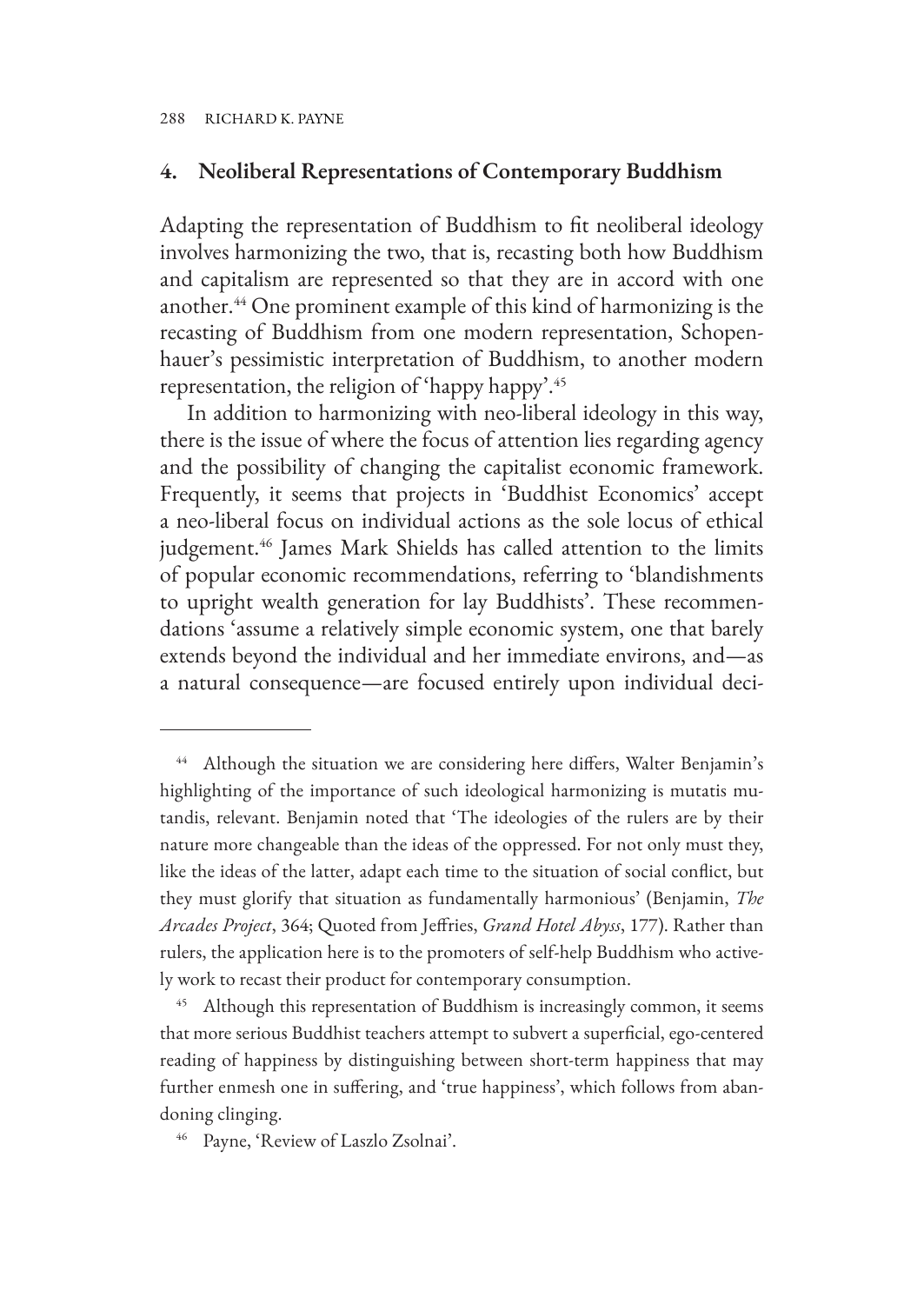## 4. Neoliberal Representations of Contemporary Buddhism

Adapting the representation of Buddhism to fit neoliberal ideology involves harmonizing the two, that is, recasting both how Buddhism and capitalism are represented so that they are in accord with one another.[44] One prominent example of this kind of harmonizing is the recasting of Buddhism from one modern representation, Schopenhauer's pessimistic interpretation of Buddhism, to another modern representation, the religion of 'happy happy'.[45]

In addition to harmonizing with neo-liberal ideology in this way, there is the issue of where the focus of attention lies regarding agency and the possibility of changing the capitalist economic framework. Frequently, it seems that projects in 'Buddhist Economics' accept a neo-liberal focus on individual actions as the sole locus of ethical judgement.[46] James Mark Shields has called attention to the limits of popular economic recommendations, referring to 'blandishments to upright wealth generation for lay Buddhists'. These recommendations 'assume a relatively simple economic system, one that barely extends beyond the individual and her immediate environs, and—as a natural consequence—are focused entirely upon individual deci-

---

[44] Although the situation we are considering here differs, Walter Benjamin's highlighting of the importance of such ideological harmonizing is mutatis mutandis, relevant. Benjamin noted that 'The ideologies of the rulers are by their nature more changeable than the ideas of the oppressed. For not only must they, like the ideas of the latter, adapt each time to the situation of social conflict, but they must glorify that situation as fundamentally harmonious' (Benjamin, *The Arcades Project*, 364; Quoted from Jeffries, *Grand Hotel Abyss*, 177). Rather than rulers, the application here is to the promoters of self-help Buddhism who actively work to recast their product for contemporary consumption.

[45] Although this representation of Buddhism is increasingly common, it seems that more serious Buddhist teachers attempt to subvert a superficial, ego-centered reading of happiness by distinguishing between short-term happiness that may further enmesh one in suffering, and 'true happiness', which follows from abandoning clinging.

[46] Payne, 'Review of Laszlo Zsolnai'.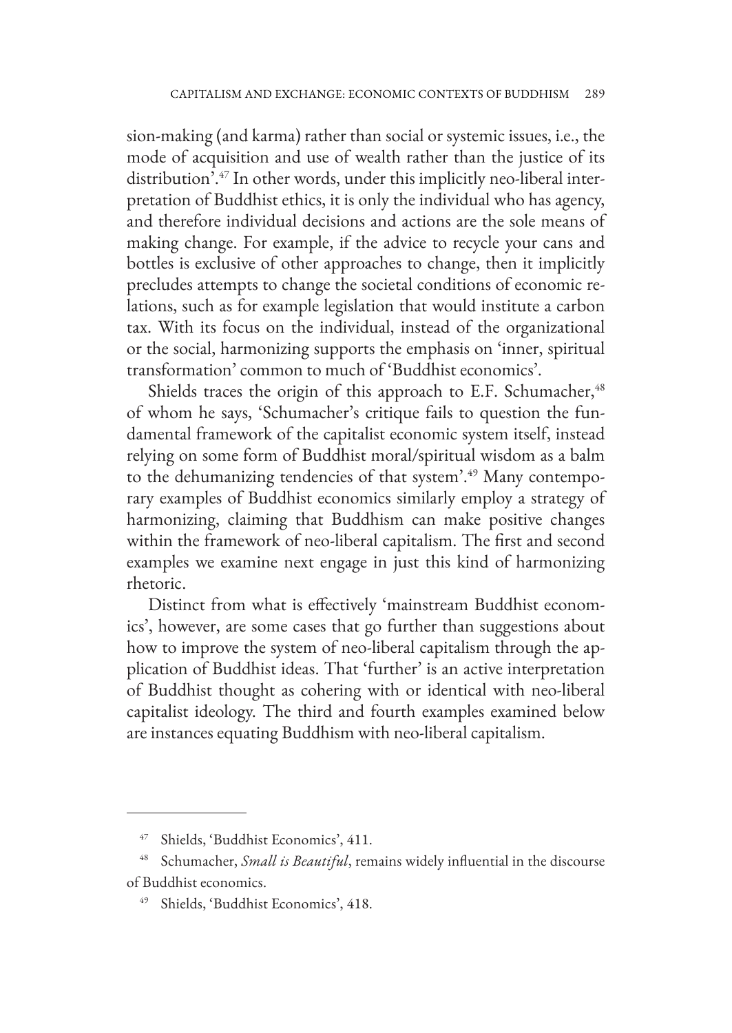sion-making (and karma) rather than social or systemic issues, i.e., the mode of acquisition and use of wealth rather than the justice of its distribution'.[47] In other words, under this implicitly neo-liberal interpretation of Buddhist ethics, it is only the individual who has agency, and therefore individual decisions and actions are the sole means of making change. For example, if the advice to recycle your cans and bottles is exclusive of other approaches to change, then it implicitly precludes attempts to change the societal conditions of economic relations, such as for example legislation that would institute a carbon tax. With its focus on the individual, instead of the organizational or the social, harmonizing supports the emphasis on 'inner, spiritual transformation' common to much of 'Buddhist economics'.

Shields traces the origin of this approach to E.F. Schumacher,[48] of whom he says, 'Schumacher's critique fails to question the fundamental framework of the capitalist economic system itself, instead relying on some form of Buddhist moral/spiritual wisdom as a balm to the dehumanizing tendencies of that system'.[49] Many contemporary examples of Buddhist economics similarly employ a strategy of harmonizing, claiming that Buddhism can make positive changes within the framework of neo-liberal capitalism. The first and second examples we examine next engage in just this kind of harmonizing rhetoric.

Distinct from what is effectively 'mainstream Buddhist economics', however, are some cases that go further than suggestions about how to improve the system of neo-liberal capitalism through the application of Buddhist ideas. That 'further' is an active interpretation of Buddhist thought as cohering with or identical with neo-liberal capitalist ideology. The third and fourth examples examined below are instances equating Buddhism with neo-liberal capitalism.

---

[47] Shields, 'Buddhist Economics', 411.

[48] Schumacher, *Small is Beautiful*, remains widely influential in the discourse of Buddhist economics.

[49] Shields, 'Buddhist Economics', 418.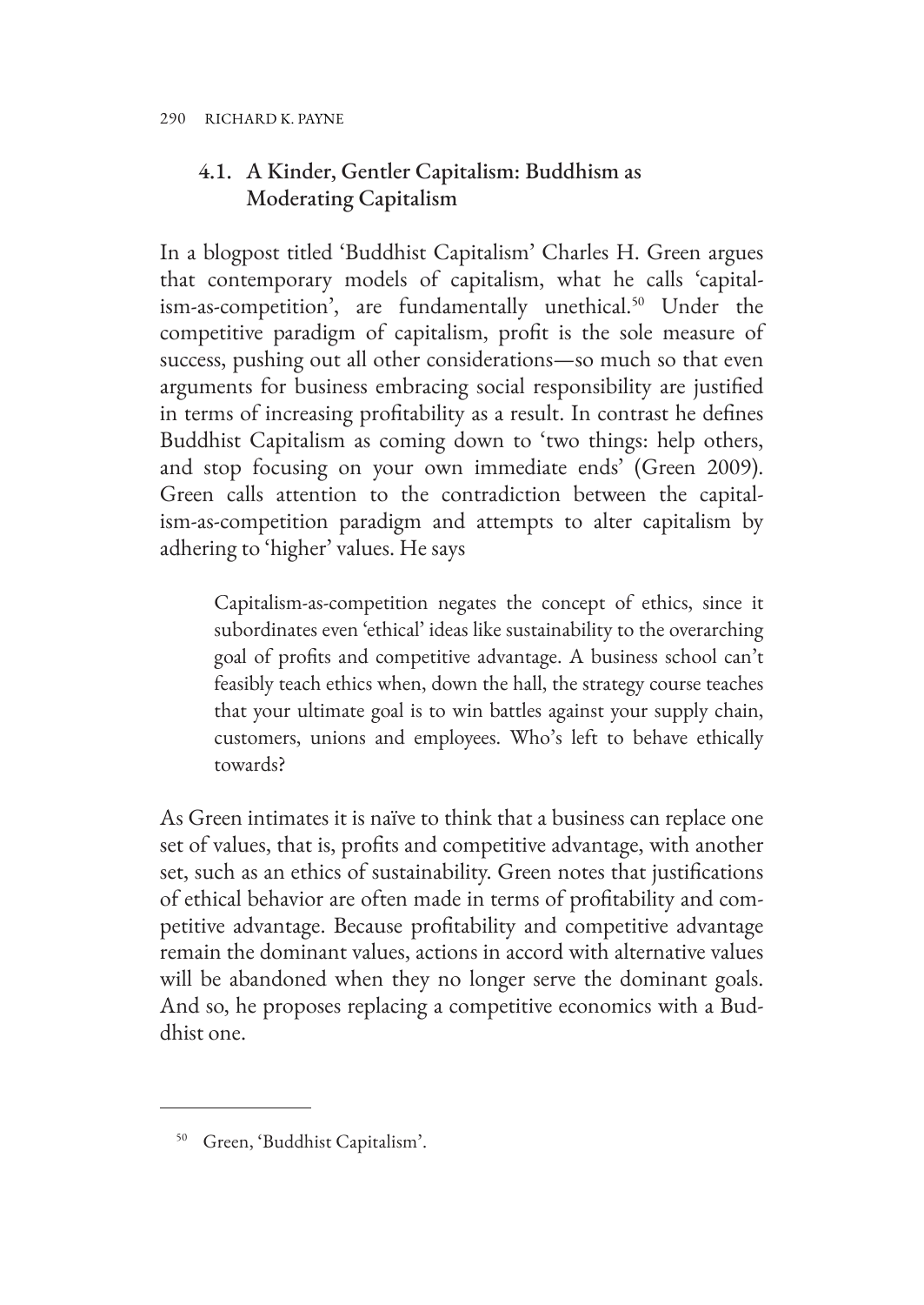### 4.1. A Kinder, Gentler Capitalism: Buddhism as Moderating Capitalism

In a blogpost titled 'Buddhist Capitalism' Charles H. Green argues that contemporary models of capitalism, what he calls 'capitalism-as-competition', are fundamentally unethical.[50] Under the competitive paradigm of capitalism, profit is the sole measure of success, pushing out all other considerations—so much so that even arguments for business embracing social responsibility are justified in terms of increasing profitability as a result. In contrast he defines Buddhist Capitalism as coming down to 'two things: help others, and stop focusing on your own immediate ends' (Green 2009). Green calls attention to the contradiction between the capitalism-as-competition paradigm and attempts to alter capitalism by adhering to 'higher' values. He says

> Capitalism-as-competition negates the concept of ethics, since it subordinates even 'ethical' ideas like sustainability to the overarching goal of profits and competitive advantage. A business school can't feasibly teach ethics when, down the hall, the strategy course teaches that your ultimate goal is to win battles against your supply chain, customers, unions and employees. Who's left to behave ethically towards?

As Green intimates it is naïve to think that a business can replace one set of values, that is, profits and competitive advantage, with another set, such as an ethics of sustainability. Green notes that justifications of ethical behavior are often made in terms of profitability and competitive advantage. Because profitability and competitive advantage remain the dominant values, actions in accord with alternative values will be abandoned when they no longer serve the dominant goals. And so, he proposes replacing a competitive economics with a Buddhist one.

---

[50] Green, 'Buddhist Capitalism'.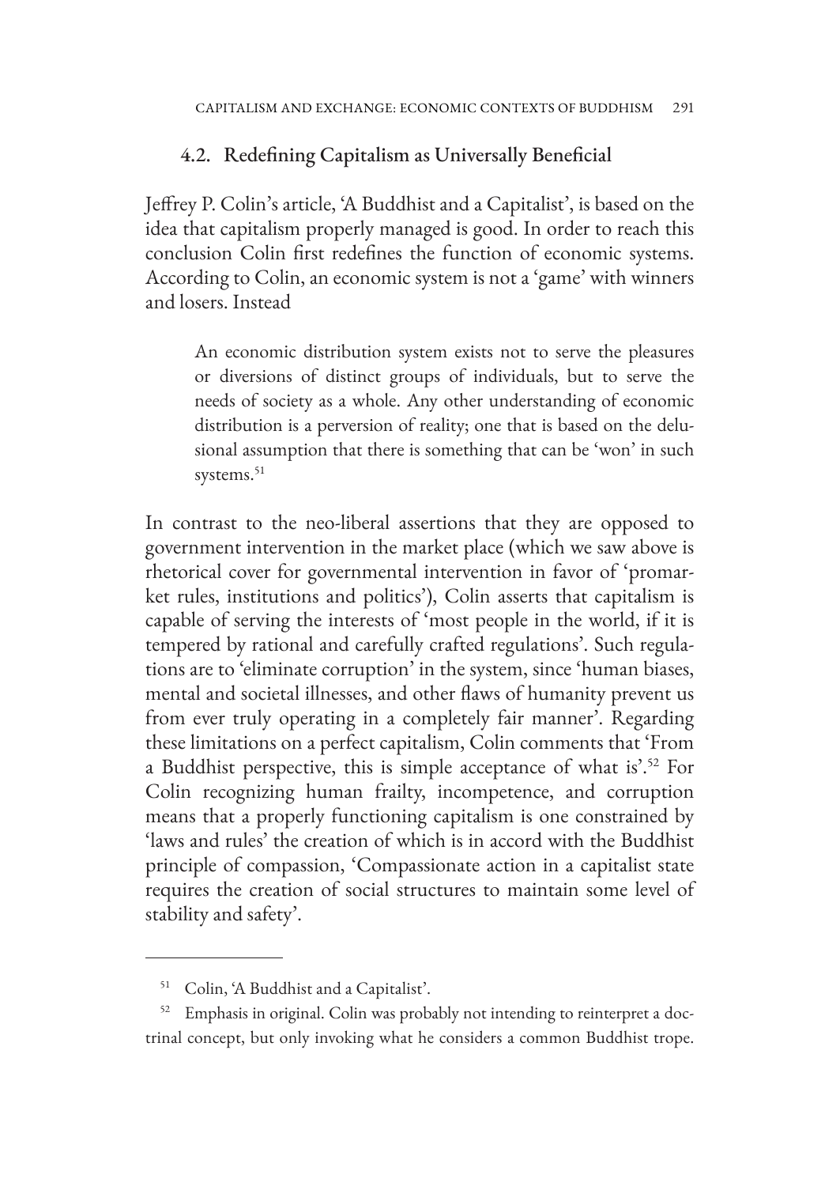## 4.2. Redefining Capitalism as Universally Beneficial

Jeffrey P. Colin's article, 'A Buddhist and a Capitalist', is based on the idea that capitalism properly managed is good. In order to reach this conclusion Colin first redefines the function of economic systems. According to Colin, an economic system is not a 'game' with winners and losers. Instead

> An economic distribution system exists not to serve the pleasures or diversions of distinct groups of individuals, but to serve the needs of society as a whole. Any other understanding of economic distribution is a perversion of reality; one that is based on the delusional assumption that there is something that can be 'won' in such systems.[51]

In contrast to the neo-liberal assertions that they are opposed to government intervention in the market place (which we saw above is rhetorical cover for governmental intervention in favor of 'promarket rules, institutions and politics'), Colin asserts that capitalism is capable of serving the interests of 'most people in the world, if it is tempered by rational and carefully crafted regulations'. Such regulations are to 'eliminate corruption' in the system, since 'human biases, mental and societal illnesses, and other flaws of humanity prevent us from ever truly operating in a completely fair manner'. Regarding these limitations on a perfect capitalism, Colin comments that 'From a Buddhist perspective, this is simple acceptance of what is'.[52] For Colin recognizing human frailty, incompetence, and corruption means that a properly functioning capitalism is one constrained by 'laws and rules' the creation of which is in accord with the Buddhist principle of compassion, 'Compassionate action in a capitalist state requires the creation of social structures to maintain some level of stability and safety'.

---

[51] Colin, 'A Buddhist and a Capitalist'.

[52] Emphasis in original. Colin was probably not intending to reinterpret a doctrinal concept, but only invoking what he considers a common Buddhist trope.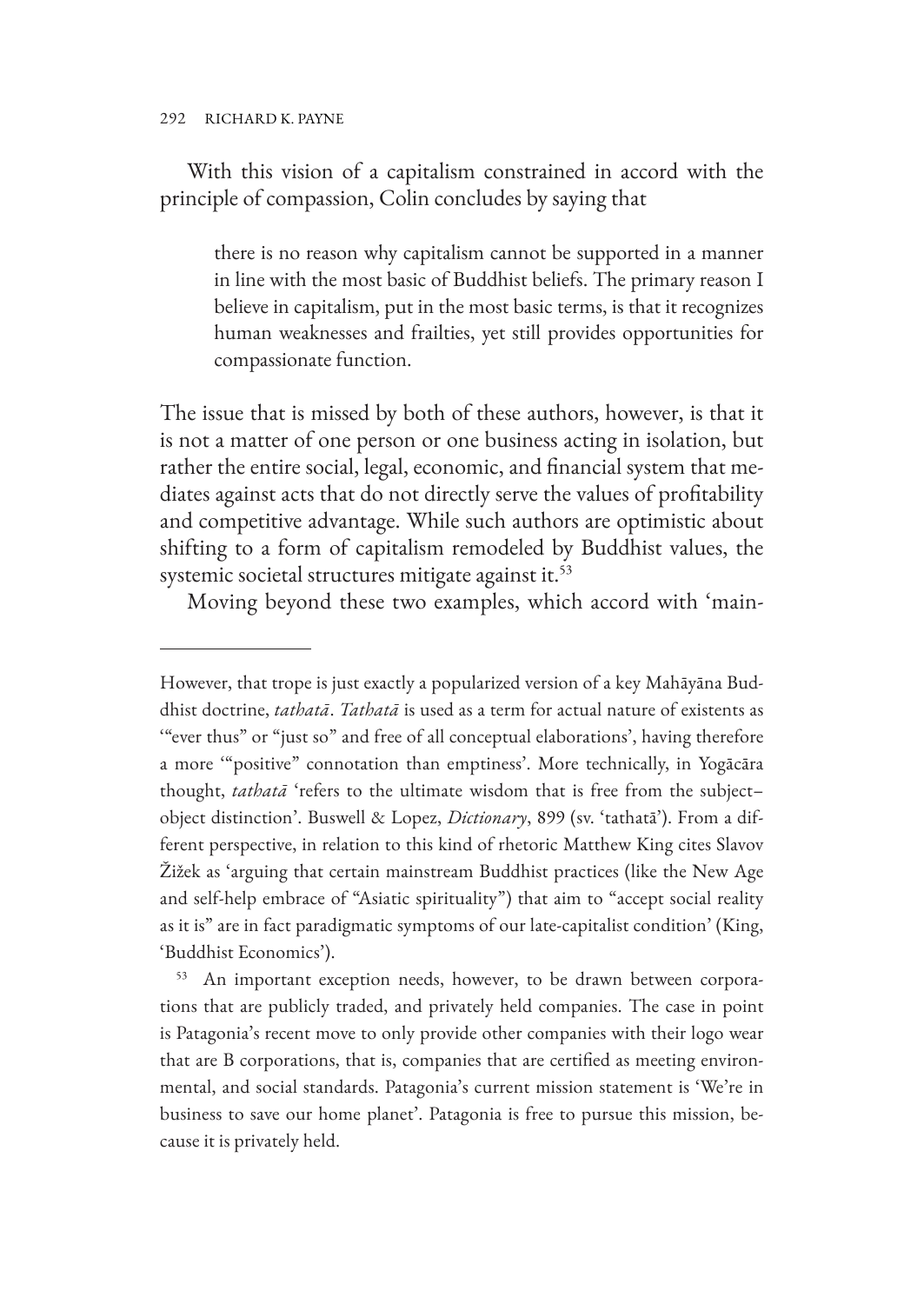With this vision of a capitalism constrained in accord with the principle of compassion, Colin concludes by saying that

> there is no reason why capitalism cannot be supported in a manner in line with the most basic of Buddhist beliefs. The primary reason I believe in capitalism, put in the most basic terms, is that it recognizes human weaknesses and frailties, yet still provides opportunities for compassionate function.

The issue that is missed by both of these authors, however, is that it is not a matter of one person or one business acting in isolation, but rather the entire social, legal, economic, and financial system that mediates against acts that do not directly serve the values of profitability and competitive advantage. While such authors are optimistic about shifting to a form of capitalism remodeled by Buddhist values, the systemic societal structures mitigate against it.[53]

Moving beyond these two examples, which accord with 'main-

---

However, that trope is just exactly a popularized version of a key Mahāyāna Buddhist doctrine, *tathatā*. *Tathatā* is used as a term for actual nature of existents as '"ever thus" or "just so" and free of all conceptual elaborations', having therefore a more '"positive" connotation than emptiness'. More technically, in Yogācāra thought, *tathatā* 'refers to the ultimate wisdom that is free from the subject–object distinction'. Buswell & Lopez, *Dictionary*, 899 (sv. 'tathatā'). From a different perspective, in relation to this kind of rhetoric Matthew King cites Slavov Žižek as 'arguing that certain mainstream Buddhist practices (like the New Age and self-help embrace of "Asiatic spirituality") that aim to "accept social reality as it is" are in fact paradigmatic symptoms of our late-capitalist condition' (King, 'Buddhist Economics').

[53] An important exception needs, however, to be drawn between corporations that are publicly traded, and privately held companies. The case in point is Patagonia's recent move to only provide other companies with their logo wear that are B corporations, that is, companies that are certified as meeting environmental, and social standards. Patagonia's current mission statement is 'We're in business to save our home planet'. Patagonia is free to pursue this mission, because it is privately held.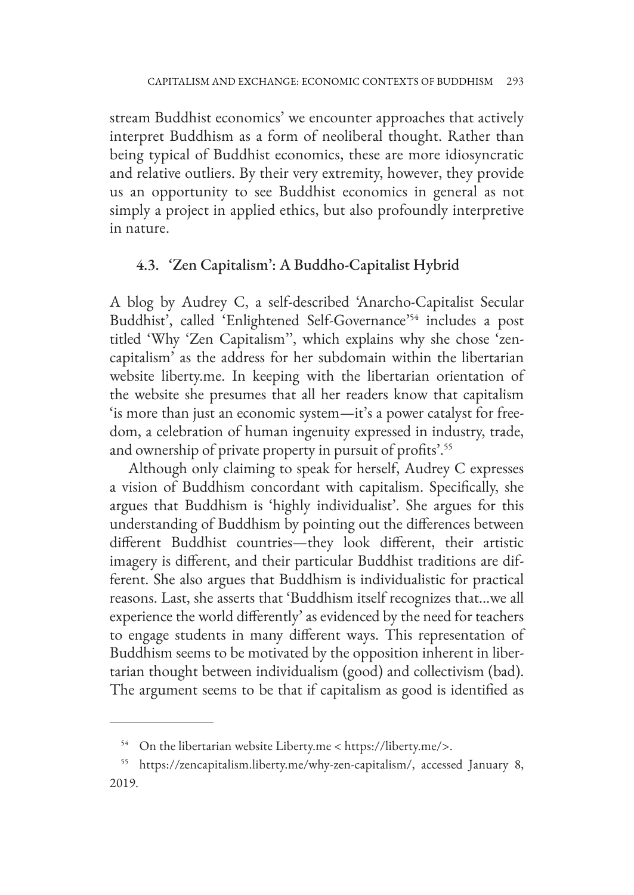stream Buddhist economics' we encounter approaches that actively interpret Buddhism as a form of neoliberal thought. Rather than being typical of Buddhist economics, these are more idiosyncratic and relative outliers. By their very extremity, however, they provide us an opportunity to see Buddhist economics in general as not simply a project in applied ethics, but also profoundly interpretive in nature.

### 4.3. 'Zen Capitalism': A Buddho-Capitalist Hybrid

A blog by Audrey C, a self-described 'Anarcho-Capitalist Secular Buddhist', called 'Enlightened Self-Governance'[54] includes a post titled 'Why 'Zen Capitalism'', which explains why she chose 'zen-capitalism' as the address for her subdomain within the libertarian website liberty.me. In keeping with the libertarian orientation of the website she presumes that all her readers know that capitalism 'is more than just an economic system—it's a power catalyst for freedom, a celebration of human ingenuity expressed in industry, trade, and ownership of private property in pursuit of profits'.[55]

Although only claiming to speak for herself, Audrey C expresses a vision of Buddhism concordant with capitalism. Specifically, she argues that Buddhism is 'highly individualist'. She argues for this understanding of Buddhism by pointing out the differences between different Buddhist countries—they look different, their artistic imagery is different, and their particular Buddhist traditions are different. She also argues that Buddhism is individualistic for practical reasons. Last, she asserts that 'Buddhism itself recognizes that…we all experience the world differently' as evidenced by the need for teachers to engage students in many different ways. This representation of Buddhism seems to be motivated by the opposition inherent in libertarian thought between individualism (good) and collectivism (bad). The argument seems to be that if capitalism as good is identified as

---

[54] On the libertarian website Liberty.me < https://liberty.me/>.

[55] https://zencapitalism.liberty.me/why-zen-capitalism/, accessed January 8, 2019.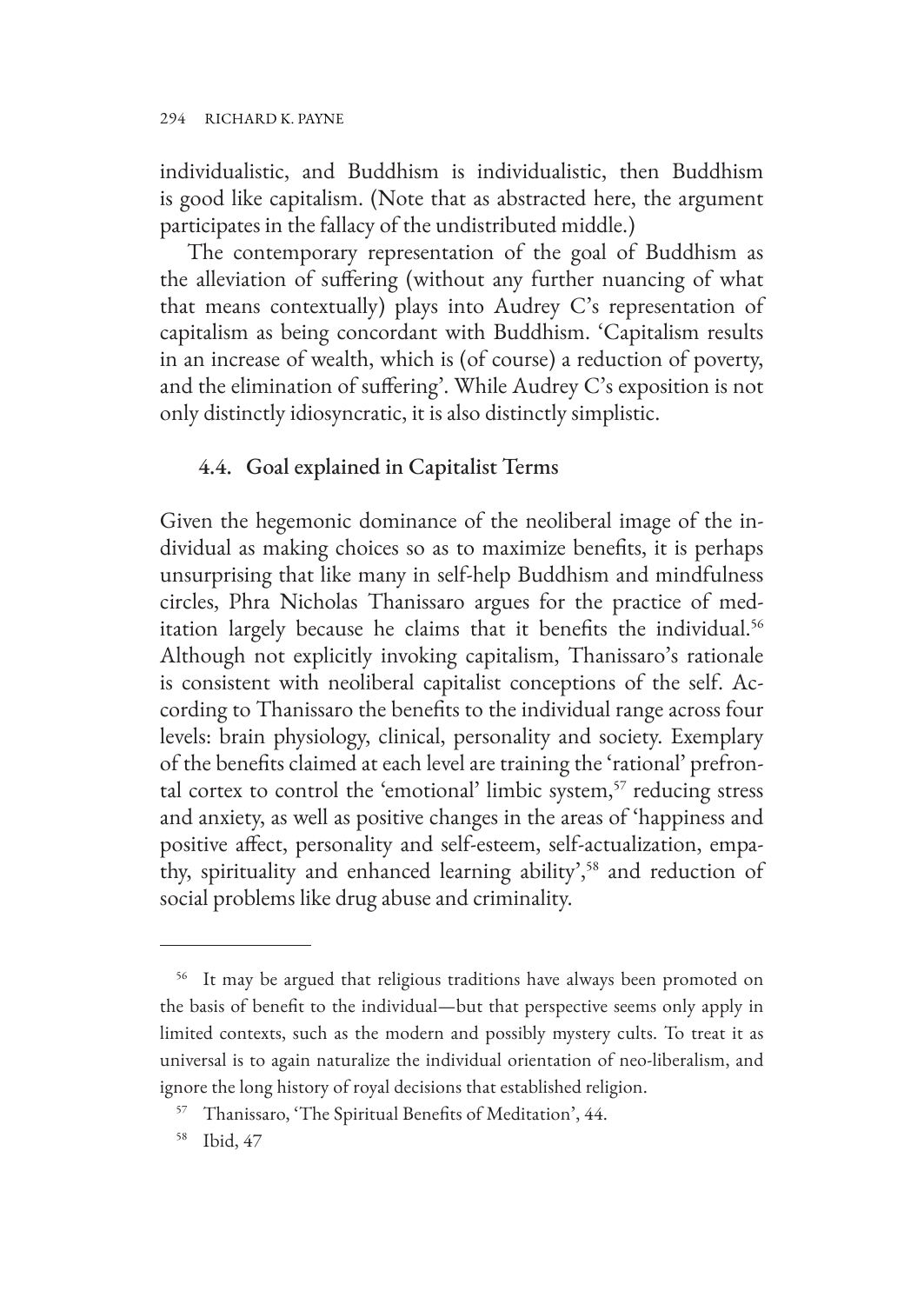individualistic, and Buddhism is individualistic, then Buddhism is good like capitalism. (Note that as abstracted here, the argument participates in the fallacy of the undistributed middle.)

The contemporary representation of the goal of Buddhism as the alleviation of suffering (without any further nuancing of what that means contextually) plays into Audrey C's representation of capitalism as being concordant with Buddhism. 'Capitalism results in an increase of wealth, which is (of course) a reduction of poverty, and the elimination of suffering'. While Audrey C's exposition is not only distinctly idiosyncratic, it is also distinctly simplistic.

### 4.4. Goal explained in Capitalist Terms

Given the hegemonic dominance of the neoliberal image of the individual as making choices so as to maximize benefits, it is perhaps unsurprising that like many in self-help Buddhism and mindfulness circles, Phra Nicholas Thanissaro argues for the practice of meditation largely because he claims that it benefits the individual.[56] Although not explicitly invoking capitalism, Thanissaro's rationale is consistent with neoliberal capitalist conceptions of the self. According to Thanissaro the benefits to the individual range across four levels: brain physiology, clinical, personality and society. Exemplary of the benefits claimed at each level are training the 'rational' prefrontal cortex to control the 'emotional' limbic system,[57] reducing stress and anxiety, as well as positive changes in the areas of 'happiness and positive affect, personality and self-esteem, self-actualization, empathy, spirituality and enhanced learning ability',[58] and reduction of social problems like drug abuse and criminality.

---

[56] It may be argued that religious traditions have always been promoted on the basis of benefit to the individual—but that perspective seems only apply in limited contexts, such as the modern and possibly mystery cults. To treat it as universal is to again naturalize the individual orientation of neo-liberalism, and ignore the long history of royal decisions that established religion.

[57] Thanissaro, 'The Spiritual Benefits of Meditation', 44.

[58] Ibid, 47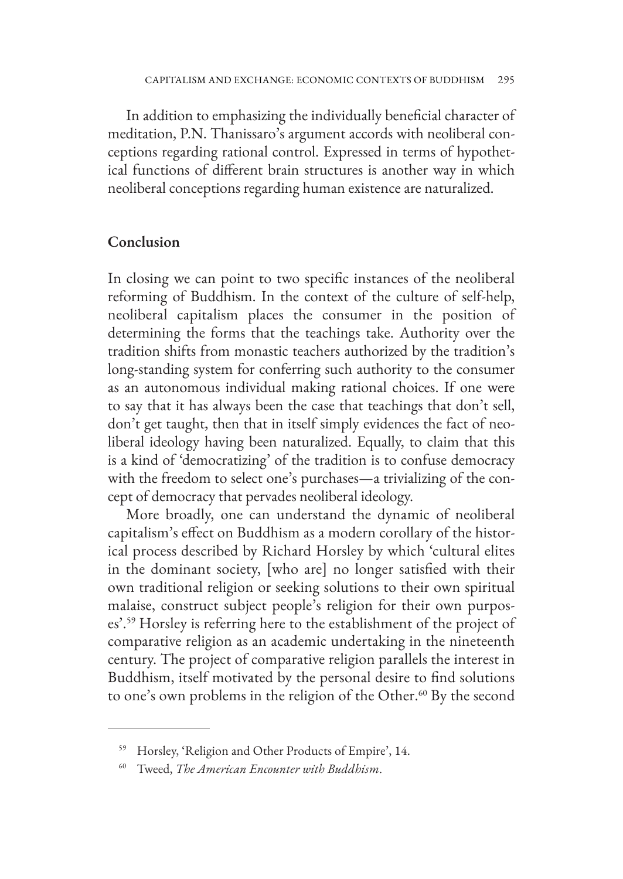In addition to emphasizing the individually beneficial character of meditation, P.N. Thanissaro's argument accords with neoliberal conceptions regarding rational control. Expressed in terms of hypothetical functions of different brain structures is another way in which neoliberal conceptions regarding human existence are naturalized.

## Conclusion

In closing we can point to two specific instances of the neoliberal reforming of Buddhism. In the context of the culture of self-help, neoliberal capitalism places the consumer in the position of determining the forms that the teachings take. Authority over the tradition shifts from monastic teachers authorized by the tradition's long-standing system for conferring such authority to the consumer as an autonomous individual making rational choices. If one were to say that it has always been the case that teachings that don't sell, don't get taught, then that in itself simply evidences the fact of neoliberal ideology having been naturalized. Equally, to claim that this is a kind of 'democratizing' of the tradition is to confuse democracy with the freedom to select one's purchases—a trivializing of the concept of democracy that pervades neoliberal ideology.

More broadly, one can understand the dynamic of neoliberal capitalism's effect on Buddhism as a modern corollary of the historical process described by Richard Horsley by which 'cultural elites in the dominant society, [who are] no longer satisfied with their own traditional religion or seeking solutions to their own spiritual malaise, construct subject people's religion for their own purposes'.[59] Horsley is referring here to the establishment of the project of comparative religion as an academic undertaking in the nineteenth century. The project of comparative religion parallels the interest in Buddhism, itself motivated by the personal desire to find solutions to one's own problems in the religion of the Other.[60] By the second

---

[59] Horsley, 'Religion and Other Products of Empire', 14.

[60] Tweed, *The American Encounter with Buddhism*.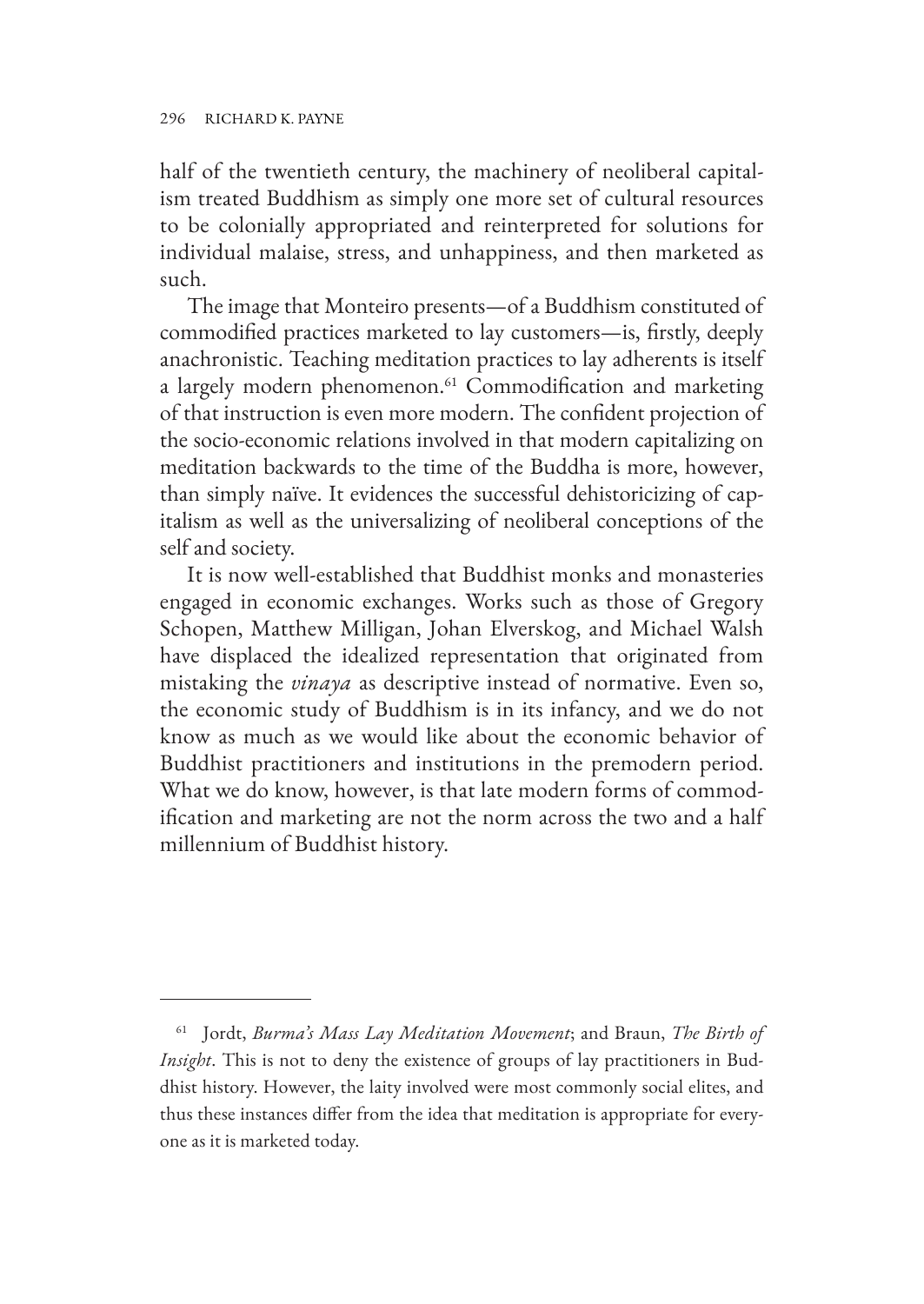half of the twentieth century, the machinery of neoliberal capitalism treated Buddhism as simply one more set of cultural resources to be colonially appropriated and reinterpreted for solutions for individual malaise, stress, and unhappiness, and then marketed as such.

The image that Monteiro presents—of a Buddhism constituted of commodified practices marketed to lay customers—is, firstly, deeply anachronistic. Teaching meditation practices to lay adherents is itself a largely modern phenomenon.[61] Commodification and marketing of that instruction is even more modern. The confident projection of the socio-economic relations involved in that modern capitalizing on meditation backwards to the time of the Buddha is more, however, than simply naïve. It evidences the successful dehistoricizing of capitalism as well as the universalizing of neoliberal conceptions of the self and society.

It is now well-established that Buddhist monks and monasteries engaged in economic exchanges. Works such as those of Gregory Schopen, Matthew Milligan, Johan Elverskog, and Michael Walsh have displaced the idealized representation that originated from mistaking the *vinaya* as descriptive instead of normative. Even so, the economic study of Buddhism is in its infancy, and we do not know as much as we would like about the economic behavior of Buddhist practitioners and institutions in the premodern period. What we do know, however, is that late modern forms of commodification and marketing are not the norm across the two and a half millennium of Buddhist history.

---

[61] Jordt, *Burma's Mass Lay Meditation Movement*; and Braun, *The Birth of Insight*. This is not to deny the existence of groups of lay practitioners in Buddhist history. However, the laity involved were most commonly social elites, and thus these instances differ from the idea that meditation is appropriate for everyone as it is marketed today.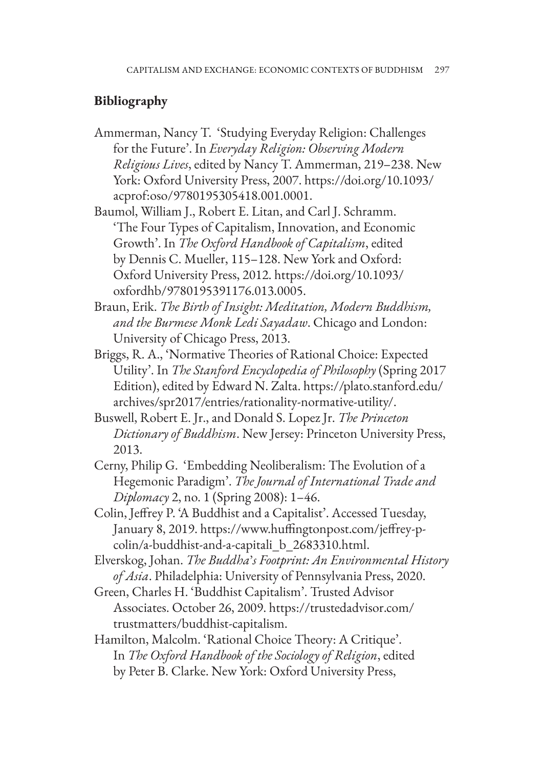## Bibliography

Ammerman, Nancy T. 'Studying Everyday Religion: Challenges for the Future'. In *Everyday Religion: Observing Modern Religious Lives*, edited by Nancy T. Ammerman, 219–238. New York: Oxford University Press, 2007. https://doi.org/10.1093/acprof:oso/9780195305418.001.0001.

Baumol, William J., Robert E. Litan, and Carl J. Schramm. 'The Four Types of Capitalism, Innovation, and Economic Growth'. In *The Oxford Handbook of Capitalism*, edited by Dennis C. Mueller, 115–128. New York and Oxford: Oxford University Press, 2012. https://doi.org/10.1093/oxfordhb/9780195391176.013.0005.

Braun, Erik. *The Birth of Insight: Meditation, Modern Buddhism, and the Burmese Monk Ledi Sayadaw*. Chicago and London: University of Chicago Press, 2013.

Briggs, R. A., 'Normative Theories of Rational Choice: Expected Utility'. In *The Stanford Encyclopedia of Philosophy* (Spring 2017 Edition), edited by Edward N. Zalta. https://plato.stanford.edu/archives/spr2017/entries/rationality-normative-utility/.

Buswell, Robert E. Jr., and Donald S. Lopez Jr. *The Princeton Dictionary of Buddhism*. New Jersey: Princeton University Press, 2013.

Cerny, Philip G. 'Embedding Neoliberalism: The Evolution of a Hegemonic Paradigm'. *The Journal of International Trade and Diplomacy* 2, no. 1 (Spring 2008): 1–46.

Colin, Jeffrey P. 'A Buddhist and a Capitalist'. Accessed Tuesday, January 8, 2019. https://www.huffingtonpost.com/jeffrey-p-colin/a-buddhist-and-a-capitali_b_2683310.html.

Elverskog, Johan. *The Buddha's Footprint: An Environmental History of Asia*. Philadelphia: University of Pennsylvania Press, 2020.

Green, Charles H. 'Buddhist Capitalism'. Trusted Advisor Associates. October 26, 2009. https://trustedadvisor.com/trustmatters/buddhist-capitalism.

Hamilton, Malcolm. 'Rational Choice Theory: A Critique'. In *The Oxford Handbook of the Sociology of Religion*, edited by Peter B. Clarke. New York: Oxford University Press,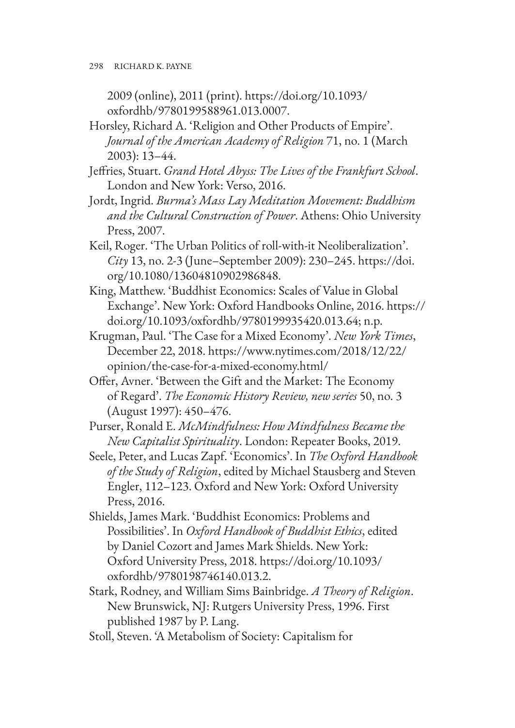2009 (online), 2011 (print). https://doi.org/10.1093/oxfordhb/9780199588961.013.0007.

Horsley, Richard A. 'Religion and Other Products of Empire'. *Journal of the American Academy of Religion* 71, no. 1 (March 2003): 13–44.

Jeffries, Stuart. *Grand Hotel Abyss: The Lives of the Frankfurt School*. London and New York: Verso, 2016.

Jordt, Ingrid. *Burma's Mass Lay Meditation Movement: Buddhism and the Cultural Construction of Power*. Athens: Ohio University Press, 2007.

Keil, Roger. 'The Urban Politics of roll-with-it Neoliberalization'. *City* 13, no. 2-3 (June–September 2009): 230–245. https://doi.org/10.1080/13604810902986848.

King, Matthew. 'Buddhist Economics: Scales of Value in Global Exchange'. New York: Oxford Handbooks Online, 2016. https://doi.org/10.1093/oxfordhb/9780199935420.013.64; n.p.

Krugman, Paul. 'The Case for a Mixed Economy'. *New York Times*, December 22, 2018. https://www.nytimes.com/2018/12/22/opinion/the-case-for-a-mixed-economy.html/

Offer, Avner. 'Between the Gift and the Market: The Economy of Regard'. *The Economic History Review, new series* 50, no. 3 (August 1997): 450–476.

Purser, Ronald E. *McMindfulness: How Mindfulness Became the New Capitalist Spirituality*. London: Repeater Books, 2019.

Seele, Peter, and Lucas Zapf. 'Economics'. In *The Oxford Handbook of the Study of Religion*, edited by Michael Stausberg and Steven Engler, 112–123. Oxford and New York: Oxford University Press, 2016.

Shields, James Mark. 'Buddhist Economics: Problems and Possibilities'. In *Oxford Handbook of Buddhist Ethics*, edited by Daniel Cozort and James Mark Shields. New York: Oxford University Press, 2018. https://doi.org/10.1093/oxfordhb/9780198746140.013.2.

Stark, Rodney, and William Sims Bainbridge. *A Theory of Religion*. New Brunswick, NJ: Rutgers University Press, 1996. First published 1987 by P. Lang.

Stoll, Steven. 'A Metabolism of Society: Capitalism for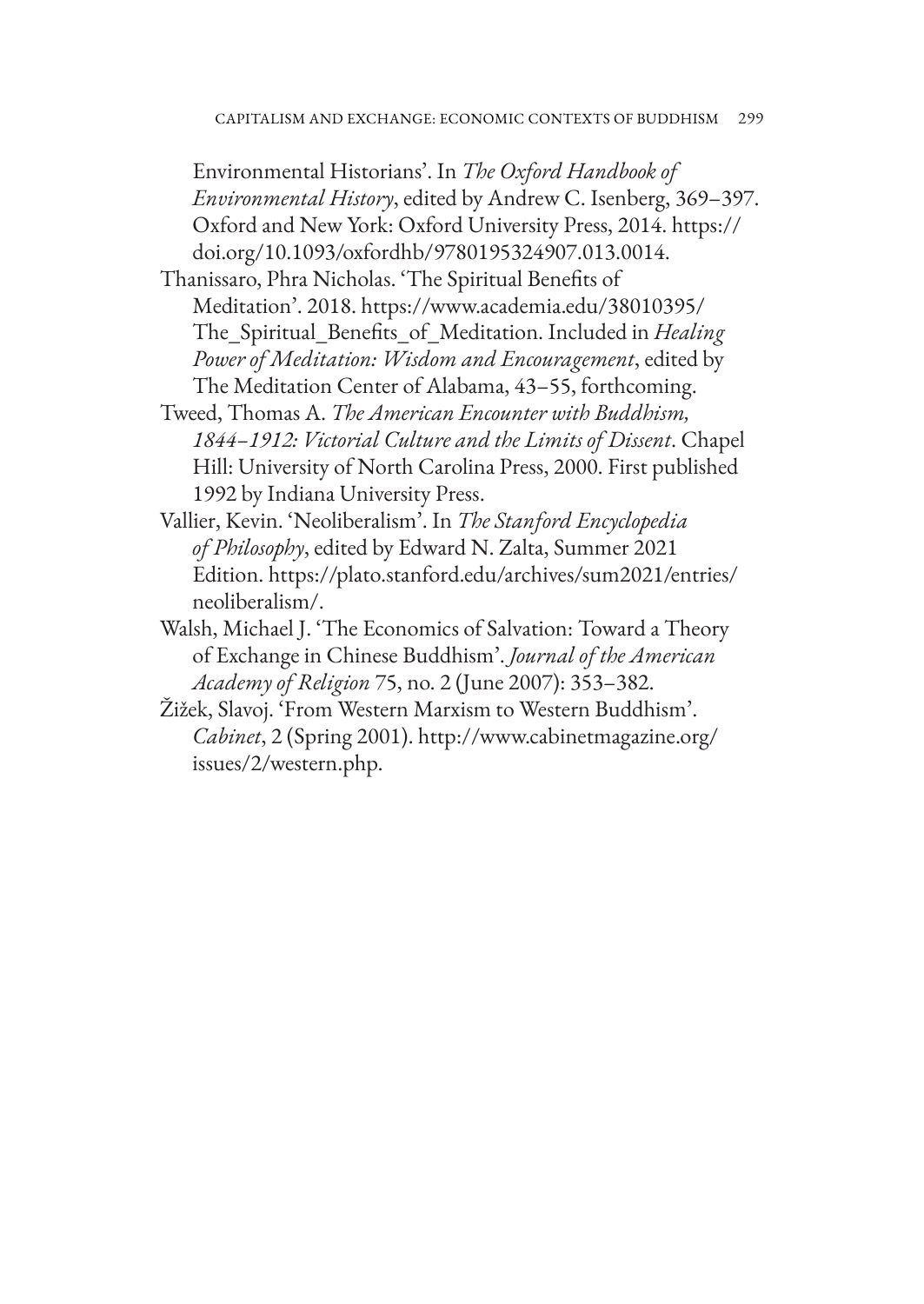Environmental Historians'. In *The Oxford Handbook of Environmental History*, edited by Andrew C. Isenberg, 369–397. Oxford and New York: Oxford University Press, 2014. https://doi.org/10.1093/oxfordhb/9780195324907.013.0014.

Thanissaro, Phra Nicholas. 'The Spiritual Benefits of Meditation'. 2018. https://www.academia.edu/38010395/The_Spiritual_Benefits_of_Meditation. Included in *Healing Power of Meditation: Wisdom and Encouragement*, edited by The Meditation Center of Alabama, 43–55, forthcoming.

Tweed, Thomas A. *The American Encounter with Buddhism, 1844–1912: Victorial Culture and the Limits of Dissent*. Chapel Hill: University of North Carolina Press, 2000. First published 1992 by Indiana University Press.

Vallier, Kevin. 'Neoliberalism'. In *The Stanford Encyclopedia of Philosophy*, edited by Edward N. Zalta, Summer 2021 Edition. https://plato.stanford.edu/archives/sum2021/entries/neoliberalism/.

Walsh, Michael J. 'The Economics of Salvation: Toward a Theory of Exchange in Chinese Buddhism'. *Journal of the American Academy of Religion* 75, no. 2 (June 2007): 353–382.

Žižek, Slavoj. 'From Western Marxism to Western Buddhism'. *Cabinet*, 2 (Spring 2001). http://www.cabinetmagazine.org/issues/2/western.php.